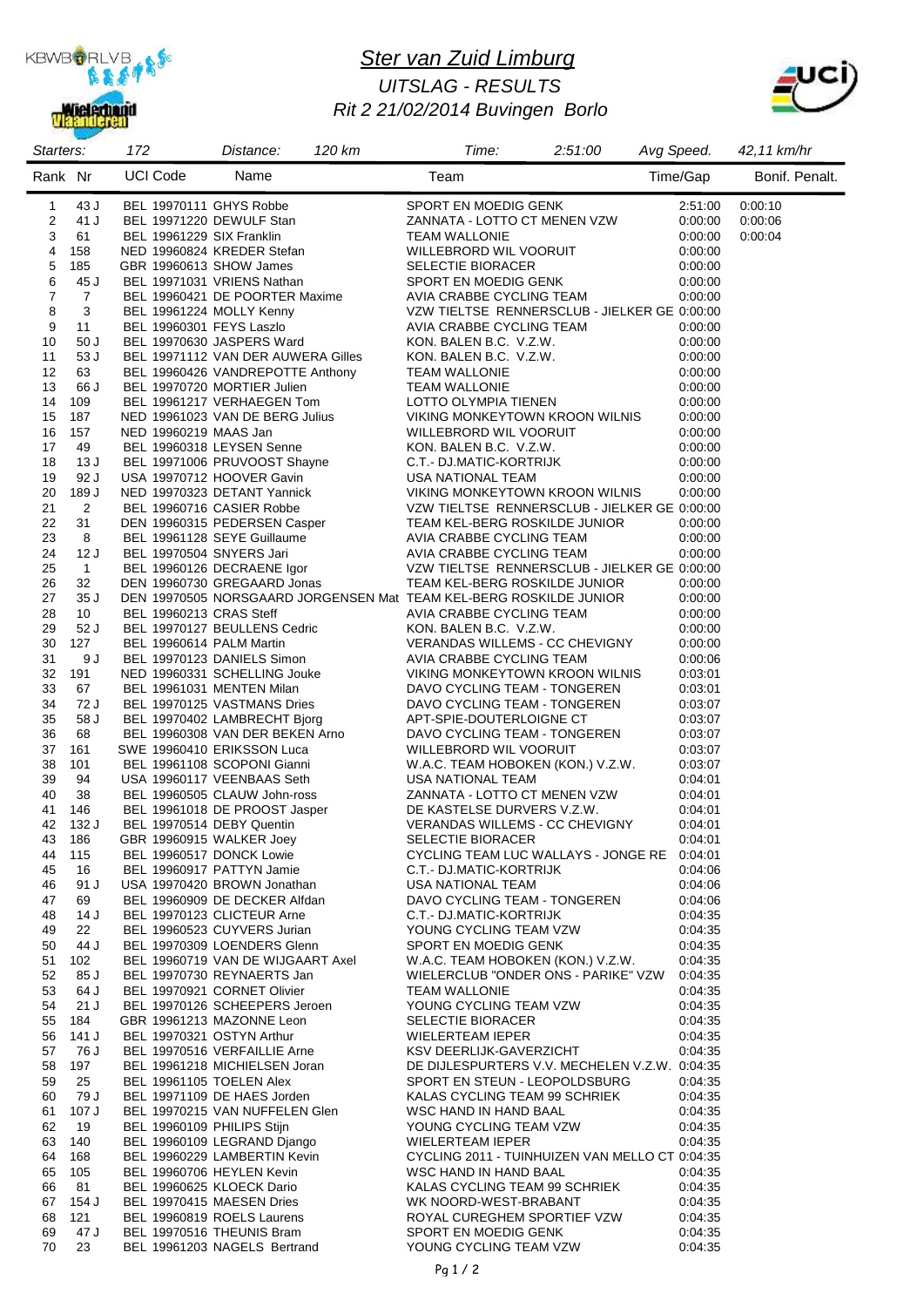# Ster van Zuid Limburg

## UITSLAG - RESULTS

### Rit 2 21/02/2014 Buvingen Borlo

| Starters: | 172 | Distance: | 120 km | Time: | 2:51:00 | Avg Speed. | 42,11 km/hr |
|---|---|---|---|---|---|---|---|

| Rank | Nr | UCI Code | Name | Team | Time/Gap | Bonif. | Penalt. |
|---|---|---|---|---|---|---|---|
| 1 | 43 J | BEL 19970111 | GHYS Robbe | SPORT EN MOEDIG GENK | 2:51:00 | 0:00:10 | |
| 2 | 41 J | BEL 19971220 | DEWULF Stan | ZANNATA - LOTTO CT MENEN VZW | 0:00:00 | 0:00:06 | |
| 3 | 61 | BEL 19961229 | SIX Franklin | TEAM WALLONIE | 0:00:00 | 0:00:04 | |
| 4 | 158 | NED 19960824 | KREDER Stefan | WILLEBRORD WIL VOORUIT | 0:00:00 | | |
| 5 | 185 | GBR 19960613 | SHOW James | SELECTIE BIORACER | 0:00:00 | | |
| 6 | 45 J | BEL 19971031 | VRIENS Nathan | SPORT EN MOEDIG GENK | 0:00:00 | | |
| 7 | 7 | BEL 19960421 | DE POORTER Maxime | AVIA CRABBE CYCLING TEAM | 0:00:00 | | |
| 8 | 3 | BEL 19961224 | MOLLY Kenny | VZW TIELTSE RENNERSCLUB - JIELKER GE | 0:00:00 | | |
| 9 | 11 | BEL 19960301 | FEYS Laszlo | AVIA CRABBE CYCLING TEAM | 0:00:00 | | |
| 10 | 50 J | BEL 19970630 | JASPERS Ward | KON. BALEN B.C. V.Z.W. | 0:00:00 | | |
| 11 | 53 J | BEL 19971112 | VAN DER AUWERA Gilles | KON. BALEN B.C. V.Z.W. | 0:00:00 | | |
| 12 | 63 | BEL 19960426 | VANDREPOTTE Anthony | TEAM WALLONIE | 0:00:00 | | |
| 13 | 66 J | BEL 19970720 | MORTIER Julien | TEAM WALLONIE | 0:00:00 | | |
| 14 | 109 | BEL 19961217 | VERHAEGEN Tom | LOTTO OLYMPIA TIENEN | 0:00:00 | | |
| 15 | 187 | NED 19961023 | VAN DE BERG Julius | VIKING MONKEYTOWN KROON WILNIS | 0:00:00 | | |
| 16 | 157 | NED 19960219 | MAAS Jan | WILLEBRORD WIL VOORUIT | 0:00:00 | | |
| 17 | 49 | BEL 19960318 | LEYSEN Senne | KON. BALEN B.C. V.Z.W. | 0:00:00 | | |
| 18 | 13 J | BEL 19971006 | PRUVOOST Shayne | C.T.- DJ.MATIC-KORTRIJK | 0:00:00 | | |
| 19 | 92 J | USA 19970712 | HOOVER Gavin | USA NATIONAL TEAM | 0:00:00 | | |
| 20 | 189 J | NED 19970323 | DETANT Yannick | VIKING MONKEYTOWN KROON WILNIS | 0:00:00 | | |
| 21 | 2 | BEL 19960716 | CASIER Robbe | VZW TIELTSE RENNERSCLUB - JIELKER GE | 0:00:00 | | |
| 22 | 31 | DEN 19960315 | PEDERSEN Casper | TEAM KEL-BERG ROSKILDE JUNIOR | 0:00:00 | | |
| 23 | 8 | BEL 19961128 | SEYE Guillaume | AVIA CRABBE CYCLING TEAM | 0:00:00 | | |
| 24 | 12 J | BEL 19970504 | SNYERS Jari | AVIA CRABBE CYCLING TEAM | 0:00:00 | | |
| 25 | 1 | BEL 19960126 | DECRAENE Igor | VZW TIELTSE RENNERSCLUB - JIELKER GE | 0:00:00 | | |
| 26 | 32 | DEN 19960730 | GREGAARD Jonas | TEAM KEL-BERG ROSKILDE JUNIOR | 0:00:00 | | |
| 27 | 35 J | DEN 19970505 | NORSGAARD JORGENSEN Mat | TEAM KEL-BERG ROSKILDE JUNIOR | 0:00:00 | | |
| 28 | 10 | BEL 19960213 | CRAS Steff | AVIA CRABBE CYCLING TEAM | 0:00:00 | | |
| 29 | 52 J | BEL 19970127 | BEULLENS Cedric | KON. BALEN B.C. V.Z.W. | 0:00:00 | | |
| 30 | 127 | BEL 19960614 | PALM Martin | VERANDAS WILLEMS - CC CHEVIGNY | 0:00:00 | | |
| 31 | 9 J | BEL 19970123 | DANIELS Simon | AVIA CRABBE CYCLING TEAM | 0:00:06 | | |
| 32 | 191 | NED 19960331 | SCHELLING Jouke | VIKING MONKEYTOWN KROON WILNIS | 0:03:01 | | |
| 33 | 67 | BEL 19961031 | MENTEN Milan | DAVO CYCLING TEAM - TONGEREN | 0:03:01 | | |
| 34 | 72 J | BEL 19970125 | VASTMANS Dries | DAVO CYCLING TEAM - TONGEREN | 0:03:07 | | |
| 35 | 58 J | BEL 19970402 | LAMBRECHT Bjorg | APT-SPIE-DOUTERLOIGNE CT | 0:03:07 | | |
| 36 | 68 | BEL 19960308 | VAN DER BEKEN Arno | DAVO CYCLING TEAM - TONGEREN | 0:03:07 | | |
| 37 | 161 | SWE 19960410 | ERIKSSON Luca | WILLEBRORD WIL VOORUIT | 0:03:07 | | |
| 38 | 101 | BEL 19961108 | SCOPONI Gianni | W.A.C. TEAM HOBOKEN (KON.) V.Z.W. | 0:03:07 | | |
| 39 | 94 | USA 19960117 | VEENBAAS Seth | USA NATIONAL TEAM | 0:04:01 | | |
| 40 | 38 | BEL 19960505 | CLAUW John-ross | ZANNATA - LOTTO CT MENEN VZW | 0:04:01 | | |
| 41 | 146 | BEL 19961018 | DE PROOST Jasper | DE KASTELSE DURVERS V.Z.W. | 0:04:01 | | |
| 42 | 132 J | BEL 19970514 | DEBY Quentin | VERANDAS WILLEMS - CC CHEVIGNY | 0:04:01 | | |
| 43 | 186 | GBR 19960915 | WALKER Joey | SELECTIE BIORACER | 0:04:01 | | |
| 44 | 115 | BEL 19960517 | DONCK Lowie | CYCLING TEAM LUC WALLAYS - JONGE RE | 0:04:01 | | |
| 45 | 16 | BEL 19960917 | PATTYN Jamie | C.T.- DJ.MATIC-KORTRIJK | 0:04:06 | | |
| 46 | 91 J | USA 19970420 | BROWN Jonathan | USA NATIONAL TEAM | 0:04:06 | | |
| 47 | 69 | BEL 19960909 | DE DECKER Alfdan | DAVO CYCLING TEAM - TONGEREN | 0:04:06 | | |
| 48 | 14 J | BEL 19970123 | CLICTEUR Arne | C.T.- DJ.MATIC-KORTRIJK | 0:04:35 | | |
| 49 | 22 | BEL 19960523 | CUYVERS Jurian | YOUNG CYCLING TEAM VZW | 0:04:35 | | |
| 50 | 44 J | BEL 19970309 | LOENDERS Glenn | SPORT EN MOEDIG GENK | 0:04:35 | | |
| 51 | 102 | BEL 19960719 | VAN DE WIJGAART Axel | W.A.C. TEAM HOBOKEN (KON.) V.Z.W. | 0:04:35 | | |
| 52 | 85 J | BEL 19970730 | REYNAERTS Jan | WIELERCLUB "ONDER ONS - PARIKE" VZW | 0:04:35 | | |
| 53 | 64 J | BEL 19970921 | CORNET Olivier | TEAM WALLONIE | 0:04:35 | | |
| 54 | 21 J | BEL 19970126 | SCHEEPERS Jeroen | YOUNG CYCLING TEAM VZW | 0:04:35 | | |
| 55 | 184 | GBR 19961213 | MAZONNE Leon | SELECTIE BIORACER | 0:04:35 | | |
| 56 | 141 J | BEL 19970321 | OSTYN Arthur | WIELERTEAM IEPER | 0:04:35 | | |
| 57 | 76 J | BEL 19970516 | VERFAILLIE Arne | KSV DEERLIJK-GAVERZICHT | 0:04:35 | | |
| 58 | 197 | BEL 19961218 | MICHIELSEN Joran | DE DIJLESPURTERS V.V. MECHELEN V.Z.W. | 0:04:35 | | |
| 59 | 25 | BEL 19961105 | TOELEN Alex | SPORT EN STEUN - LEOPOLDSBURG | 0:04:35 | | |
| 60 | 79 J | BEL 19971109 | DE HAES Jorden | KALAS CYCLING TEAM 99 SCHRIEK | 0:04:35 | | |
| 61 | 107 J | BEL 19970215 | VAN NUFFELEN Glen | WSC HAND IN HAND BAAL | 0:04:35 | | |
| 62 | 19 | BEL 19960109 | PHILIPS Stijn | YOUNG CYCLING TEAM VZW | 0:04:35 | | |
| 63 | 140 | BEL 19960109 | LEGRAND Django | WIELERTEAM IEPER | 0:04:35 | | |
| 64 | 168 | BEL 19960229 | LAMBERTIN Kevin | CYCLING 2011 - TUINHUIZEN VAN MELLO CT | 0:04:35 | | |
| 65 | 105 | BEL 19960706 | HEYLEN Kevin | WSC HAND IN HAND BAAL | 0:04:35 | | |
| 66 | 81 | BEL 19960625 | KLOECK Dario | KALAS CYCLING TEAM 99 SCHRIEK | 0:04:35 | | |
| 67 | 154 J | BEL 19970415 | MAESEN Dries | WK NOORD-WEST-BRABANT | 0:04:35 | | |
| 68 | 121 | BEL 19960819 | ROELS Laurens | ROYAL CUREGHEM SPORTIEF VZW | 0:04:35 | | |
| 69 | 47 J | BEL 19970516 | THEUNIS Bram | SPORT EN MOEDIG GENK | 0:04:35 | | |
| 70 | 23 | BEL 19961203 | NAGELS Bertrand | YOUNG CYCLING TEAM VZW | 0:04:35 | | |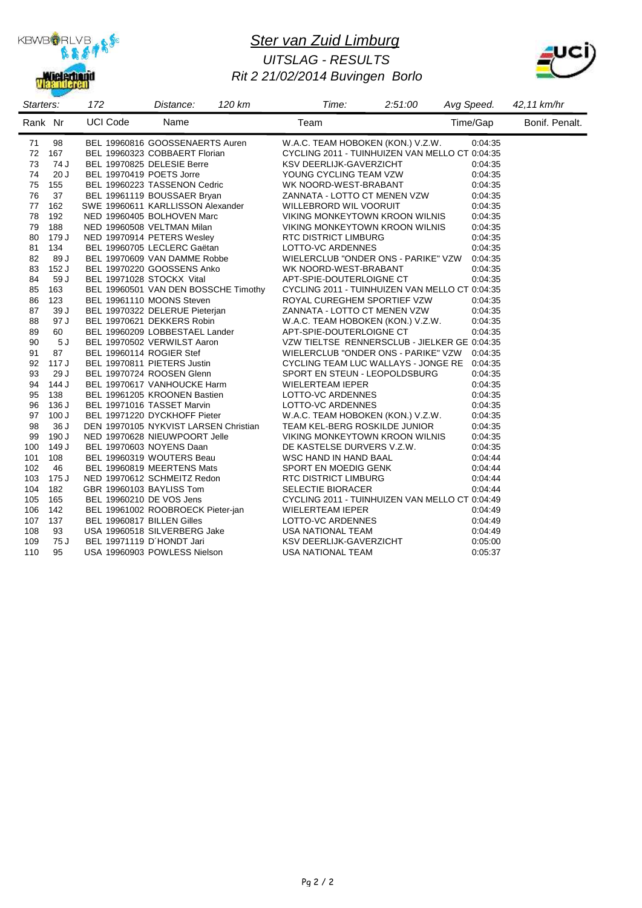# Ster van Zuid Limburg

*UITSLAG - RESULTS*

*Rit 2 21/02/2014 Buvingen Borlo*

| Starters: | 172 | Distance: | 120 km | Time: | 2:51:00 | Avg Speed. | 42,11 km/hr |
|---|---|---|---|---|---|---|---|

| Rank | Nr | UCI Code | Name | Team | Time/Gap | Bonif. Penalt. |
|---|---|---|---|---|---|---|
| 71 | 98 | BEL 19960816 | GOOSSENAERTS Auren | W.A.C. TEAM HOBOKEN (KON.) V.Z.W. | 0:04:35 | |
| 72 | 167 | BEL 19960323 | COBBAERT Florian | CYCLING 2011 - TUINHUIZEN VAN MELLO CT | 0:04:35 | |
| 73 | 74 J | BEL 19970825 | DELESIE Berre | KSV DEERLIJK-GAVERZICHT | 0:04:35 | |
| 74 | 20 J | BEL 19970419 | POETS Jorre | YOUNG CYCLING TEAM VZW | 0:04:35 | |
| 75 | 155 | BEL 19960223 | TASSENON Cedric | WK NOORD-WEST-BRABANT | 0:04:35 | |
| 76 | 37 | BEL 19961119 | BOUSSAER Bryan | ZANNATA - LOTTO CT MENEN VZW | 0:04:35 | |
| 77 | 162 | SWE 19960611 | KARLLISSON Alexander | WILLEBRORD WIL VOORUIT | 0:04:35 | |
| 78 | 192 | NED 19960405 | BOLHOVEN Marc | VIKING MONKEYTOWN KROON WILNIS | 0:04:35 | |
| 79 | 188 | NED 19960508 | VELTMAN Milan | VIKING MONKEYTOWN KROON WILNIS | 0:04:35 | |
| 80 | 179 J | NED 19970914 | PETERS Wesley | RTC DISTRICT LIMBURG | 0:04:35 | |
| 81 | 134 | BEL 19960705 | LECLERC Gaëtan | LOTTO-VC ARDENNES | 0:04:35 | |
| 82 | 89 J | BEL 19970609 | VAN DAMME Robbe | WIELERCLUB "ONDER ONS - PARIKE" VZW | 0:04:35 | |
| 83 | 152 J | BEL 19970220 | GOOSSENS Anko | WK NOORD-WEST-BRABANT | 0:04:35 | |
| 84 | 59 J | BEL 19971028 | STOCKX Vital | APT-SPIE-DOUTERLOIGNE CT | 0:04:35 | |
| 85 | 163 | BEL 19960501 | VAN DEN BOSSCHE Timothy | CYCLING 2011 - TUINHUIZEN VAN MELLO CT | 0:04:35 | |
| 86 | 123 | BEL 19961110 | MOONS Steven | ROYAL CUREGHEM SPORTIEF VZW | 0:04:35 | |
| 87 | 39 J | BEL 19970322 | DELERUE Pieterjan | ZANNATA - LOTTO CT MENEN VZW | 0:04:35 | |
| 88 | 97 J | BEL 19970621 | DEKKERS Robin | W.A.C. TEAM HOBOKEN (KON.) V.Z.W. | 0:04:35 | |
| 89 | 60 | BEL 19960209 | LOBBESTAEL Lander | APT-SPIE-DOUTERLOIGNE CT | 0:04:35 | |
| 90 | 5 J | BEL 19970502 | VERWILST Aaron | VZW TIELTSE RENNERSCLUB - JIELKER GE | 0:04:35 | |
| 91 | 87 | BEL 19960114 | ROGIER Stef | WIELERCLUB "ONDER ONS - PARIKE" VZW | 0:04:35 | |
| 92 | 117 J | BEL 19970811 | PIETERS Justin | CYCLING TEAM LUC WALLAYS - JONGE RE | 0:04:35 | |
| 93 | 29 J | BEL 19970724 | ROOSEN Glenn | SPORT EN STEUN - LEOPOLDSBURG | 0:04:35 | |
| 94 | 144 J | BEL 19970617 | VANHOUCKE Harm | WIELERTEAM IEPER | 0:04:35 | |
| 95 | 138 | BEL 19961205 | KROONEN Bastien | LOTTO-VC ARDENNES | 0:04:35 | |
| 96 | 136 J | BEL 19971016 | TASSET Marvin | LOTTO-VC ARDENNES | 0:04:35 | |
| 97 | 100 J | BEL 19971220 | DYCKHOFF Pieter | W.A.C. TEAM HOBOKEN (KON.) V.Z.W. | 0:04:35 | |
| 98 | 36 J | DEN 19970105 | NYKVIST LARSEN Christian | TEAM KEL-BERG ROSKILDE JUNIOR | 0:04:35 | |
| 99 | 190 J | NED 19970628 | NIEUWPOORT Jelle | VIKING MONKEYTOWN KROON WILNIS | 0:04:35 | |
| 100 | 149 J | BEL 19970603 | NOYENS Daan | DE KASTELSE DURVERS V.Z.W. | 0:04:35 | |
| 101 | 108 | BEL 19960319 | WOUTERS Beau | WSC HAND IN HAND BAAL | 0:04:44 | |
| 102 | 46 | BEL 19960819 | MEERTENS Mats | SPORT EN MOEDIG GENK | 0:04:44 | |
| 103 | 175 J | NED 19970612 | SCHMEITZ Redon | RTC DISTRICT LIMBURG | 0:04:44 | |
| 104 | 182 | GBR 19960103 | BAYLISS Tom | SELECTIE BIORACER | 0:04:44 | |
| 105 | 165 | BEL 19960210 | DE VOS Jens | CYCLING 2011 - TUINHUIZEN VAN MELLO CT | 0:04:49 | |
| 106 | 142 | BEL 19961002 | ROOBROECK Pieter-jan | WIELERTEAM IEPER | 0:04:49 | |
| 107 | 137 | BEL 19960817 | BILLEN Gilles | LOTTO-VC ARDENNES | 0:04:49 | |
| 108 | 93 | USA 19960518 | SILVERBERG Jake | USA NATIONAL TEAM | 0:04:49 | |
| 109 | 75 J | BEL 19971119 | D´HONDT Jari | KSV DEERLIJK-GAVERZICHT | 0:05:00 | |
| 110 | 95 | USA 19960903 | POWLESS Nielson | USA NATIONAL TEAM | 0:05:37 | |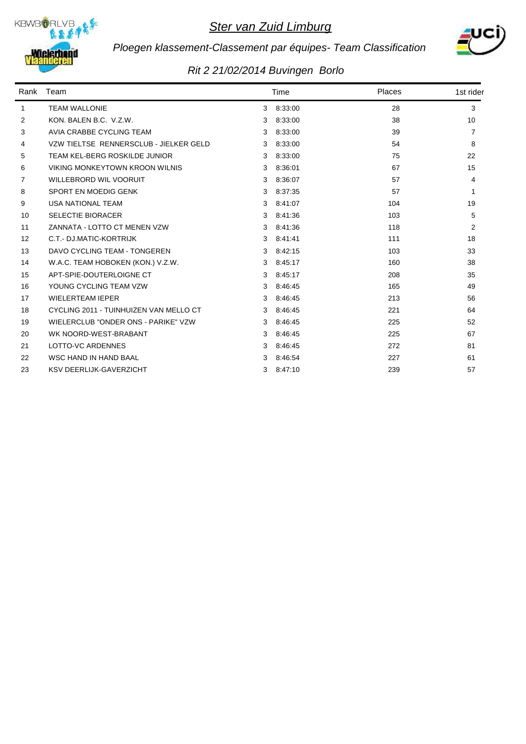# Ster van Zuid Limburg

*Ploegen klassement-Classement par équipes- Team Classification*

*Rit 2 21/02/2014 Buvingen Borlo*

| Rank | Team | Time | Places | 1st rider |
|---|---|---|---|---|
| 1 | TEAM WALLONIE | 3 8:33:00 | 28 | 3 |
| 2 | KON. BALEN B.C. V.Z.W. | 3 8:33:00 | 38 | 10 |
| 3 | AVIA CRABBE CYCLING TEAM | 3 8:33:00 | 39 | 7 |
| 4 | VZW TIELTSE RENNERSCLUB - JIELKER GELD | 3 8:33:00 | 54 | 8 |
| 5 | TEAM KEL-BERG ROSKILDE JUNIOR | 3 8:33:00 | 75 | 22 |
| 6 | VIKING MONKEYTOWN KROON WILNIS | 3 8:36:01 | 67 | 15 |
| 7 | WILLEBRORD WIL VOORUIT | 3 8:36:07 | 57 | 4 |
| 8 | SPORT EN MOEDIG GENK | 3 8:37:35 | 57 | 1 |
| 9 | USA NATIONAL TEAM | 3 8:41:07 | 104 | 19 |
| 10 | SELECTIE BIORACER | 3 8:41:36 | 103 | 5 |
| 11 | ZANNATA - LOTTO CT MENEN VZW | 3 8:41:36 | 118 | 2 |
| 12 | C.T.- DJ.MATIC-KORTRIJK | 3 8:41:41 | 111 | 18 |
| 13 | DAVO CYCLING TEAM - TONGEREN | 3 8:42:15 | 103 | 33 |
| 14 | W.A.C. TEAM HOBOKEN (KON.) V.Z.W. | 3 8:45:17 | 160 | 38 |
| 15 | APT-SPIE-DOUTERLOIGNE CT | 3 8:45:17 | 208 | 35 |
| 16 | YOUNG CYCLING TEAM VZW | 3 8:46:45 | 165 | 49 |
| 17 | WIELERTEAM IEPER | 3 8:46:45 | 213 | 56 |
| 18 | CYCLING 2011 - TUINHUIZEN VAN MELLO CT | 3 8:46:45 | 221 | 64 |
| 19 | WIELERCLUB "ONDER ONS - PARIKE" VZW | 3 8:46:45 | 225 | 52 |
| 20 | WK NOORD-WEST-BRABANT | 3 8:46:45 | 225 | 67 |
| 21 | LOTTO-VC ARDENNES | 3 8:46:45 | 272 | 81 |
| 22 | WSC HAND IN HAND BAAL | 3 8:46:54 | 227 | 61 |
| 23 | KSV DEERLIJK-GAVERZICHT | 3 8:47:10 | 239 | 57 |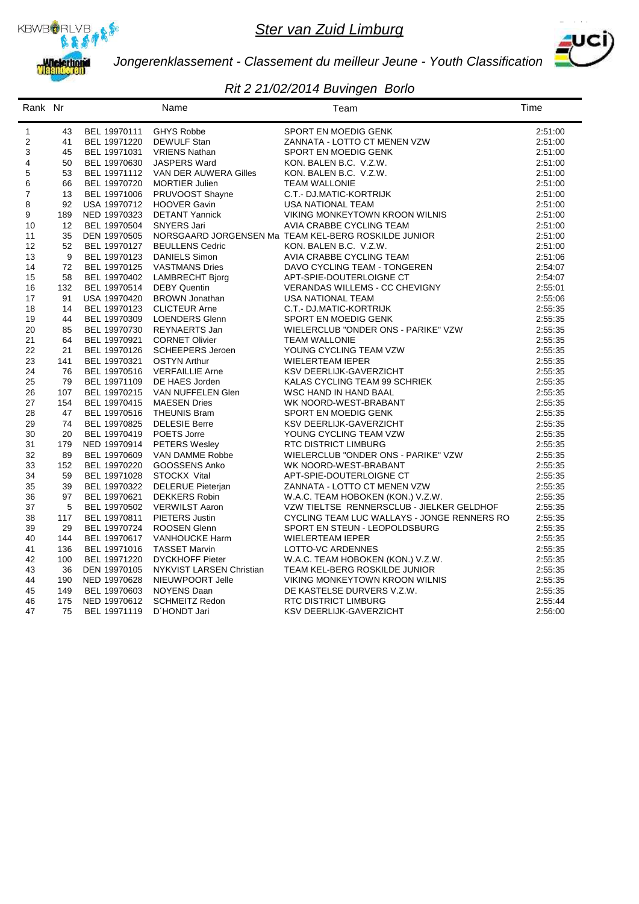# Ster van Zuid Limburg

*Jongerenklassement - Classement du meilleur Jeune - Youth Classification*

*Rit 2 21/02/2014 Buvingen Borlo*

| Rank | Nr | | Name | Team | Time |
|---|---|---|---|---|---|
| 1 | 43 | BEL 19970111 | GHYS Robbe | SPORT EN MOEDIG GENK | 2:51:00 |
| 2 | 41 | BEL 19971220 | DEWULF Stan | ZANNATA - LOTTO CT MENEN VZW | 2:51:00 |
| 3 | 45 | BEL 19971031 | VRIENS Nathan | SPORT EN MOEDIG GENK | 2:51:00 |
| 4 | 50 | BEL 19970630 | JASPERS Ward | KON. BALEN B.C. V.Z.W. | 2:51:00 |
| 5 | 53 | BEL 19971112 | VAN DER AUWERA Gilles | KON. BALEN B.C. V.Z.W. | 2:51:00 |
| 6 | 66 | BEL 19970720 | MORTIER Julien | TEAM WALLONIE | 2:51:00 |
| 7 | 13 | BEL 19971006 | PRUVOOST Shayne | C.T.- DJ.MATIC-KORTRIJK | 2:51:00 |
| 8 | 92 | USA 19970712 | HOOVER Gavin | USA NATIONAL TEAM | 2:51:00 |
| 9 | 189 | NED 19970323 | DETANT Yannick | VIKING MONKEYTOWN KROON WILNIS | 2:51:00 |
| 10 | 12 | BEL 19970504 | SNYERS Jari | AVIA CRABBE CYCLING TEAM | 2:51:00 |
| 11 | 35 | DEN 19970505 | NORSGAARD JORGENSEN Ma | TEAM KEL-BERG ROSKILDE JUNIOR | 2:51:00 |
| 12 | 52 | BEL 19970127 | BEULLENS Cedric | KON. BALEN B.C. V.Z.W. | 2:51:00 |
| 13 | 9 | BEL 19970123 | DANIELS Simon | AVIA CRABBE CYCLING TEAM | 2:51:06 |
| 14 | 72 | BEL 19970125 | VASTMANS Dries | DAVO CYCLING TEAM - TONGEREN | 2:54:07 |
| 15 | 58 | BEL 19970402 | LAMBRECHT Bjorg | APT-SPIE-DOUTERLOIGNE CT | 2:54:07 |
| 16 | 132 | BEL 19970514 | DEBY Quentin | VERANDAS WILLEMS - CC CHEVIGNY | 2:55:01 |
| 17 | 91 | USA 19970420 | BROWN Jonathan | USA NATIONAL TEAM | 2:55:06 |
| 18 | 14 | BEL 19970123 | CLICTEUR Arne | C.T.- DJ.MATIC-KORTRIJK | 2:55:35 |
| 19 | 44 | BEL 19970309 | LOENDERS Glenn | SPORT EN MOEDIG GENK | 2:55:35 |
| 20 | 85 | BEL 19970730 | REYNAERTS Jan | WIELERCLUB "ONDER ONS - PARIKE" VZW | 2:55:35 |
| 21 | 64 | BEL 19970921 | CORNET Olivier | TEAM WALLONIE | 2:55:35 |
| 22 | 21 | BEL 19970126 | SCHEEPERS Jeroen | YOUNG CYCLING TEAM VZW | 2:55:35 |
| 23 | 141 | BEL 19970321 | OSTYN Arthur | WIELERTEAM IEPER | 2:55:35 |
| 24 | 76 | BEL 19970516 | VERFAILLIE Arne | KSV DEERLIJK-GAVERZICHT | 2:55:35 |
| 25 | 79 | BEL 19971109 | DE HAES Jorden | KALAS CYCLING TEAM 99 SCHRIEK | 2:55:35 |
| 26 | 107 | BEL 19970215 | VAN NUFFELEN Glen | WSC HAND IN HAND BAAL | 2:55:35 |
| 27 | 154 | BEL 19970415 | MAESEN Dries | WK NOORD-WEST-BRABANT | 2:55:35 |
| 28 | 47 | BEL 19970516 | THEUNIS Bram | SPORT EN MOEDIG GENK | 2:55:35 |
| 29 | 74 | BEL 19970825 | DELESIE Berre | KSV DEERLIJK-GAVERZICHT | 2:55:35 |
| 30 | 20 | BEL 19970419 | POETS Jorre | YOUNG CYCLING TEAM VZW | 2:55:35 |
| 31 | 179 | NED 19970914 | PETERS Wesley | RTC DISTRICT LIMBURG | 2:55:35 |
| 32 | 89 | BEL 19970609 | VAN DAMME Robbe | WIELERCLUB "ONDER ONS - PARIKE" VZW | 2:55:35 |
| 33 | 152 | BEL 19970220 | GOOSSENS Anko | WK NOORD-WEST-BRABANT | 2:55:35 |
| 34 | 59 | BEL 19971028 | STOCKX Vital | APT-SPIE-DOUTERLOIGNE CT | 2:55:35 |
| 35 | 39 | BEL 19970322 | DELERUE Pieterjan | ZANNATA - LOTTO CT MENEN VZW | 2:55:35 |
| 36 | 97 | BEL 19970621 | DEKKERS Robin | W.A.C. TEAM HOBOKEN (KON.) V.Z.W. | 2:55:35 |
| 37 | 5 | BEL 19970502 | VERWILST Aaron | VZW TIELTSE RENNERSCLUB - JIELKER GELDHOF | 2:55:35 |
| 38 | 117 | BEL 19970811 | PIETERS Justin | CYCLING TEAM LUC WALLAYS - JONGE RENNERS RO | 2:55:35 |
| 39 | 29 | BEL 19970724 | ROOSEN Glenn | SPORT EN STEUN - LEOPOLDSBURG | 2:55:35 |
| 40 | 144 | BEL 19970617 | VANHOUCKE Harm | WIELERTEAM IEPER | 2:55:35 |
| 41 | 136 | BEL 19971016 | TASSET Marvin | LOTTO-VC ARDENNES | 2:55:35 |
| 42 | 100 | BEL 19971220 | DYCKHOFF Pieter | W.A.C. TEAM HOBOKEN (KON.) V.Z.W. | 2:55:35 |
| 43 | 36 | DEN 19970105 | NYKVIST LARSEN Christian | TEAM KEL-BERG ROSKILDE JUNIOR | 2:55:35 |
| 44 | 190 | NED 19970628 | NIEUWPOORT Jelle | VIKING MONKEYTOWN KROON WILNIS | 2:55:35 |
| 45 | 149 | BEL 19970603 | NOYENS Daan | DE KASTELSE DURVERS V.Z.W. | 2:55:35 |
| 46 | 175 | NED 19970612 | SCHMEITZ Redon | RTC DISTRICT LIMBURG | 2:55:44 |
| 47 | 75 | BEL 19971119 | D´HONDT Jari | KSV DEERLIJK-GAVERZICHT | 2:56:00 |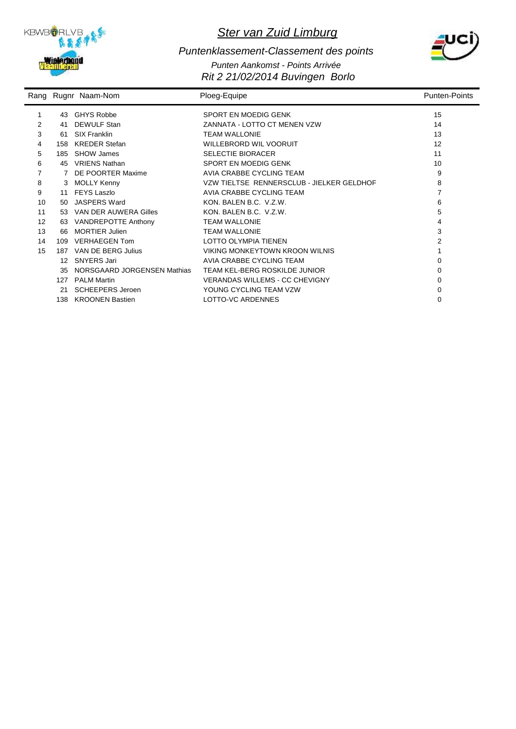# Ster van Zuid Limburg

## *Puntenklassement-Classement des points*

*Punten Aankomst - Points Arrivée*

*Rit 2 21/02/2014 Buvingen Borlo*

| Rang | Rugnr | Naam-Nom | Ploeg-Equipe | Punten-Points |
|---|---|---|---|---|
| 1 | 43 | GHYS Robbe | SPORT EN MOEDIG GENK | 15 |
| 2 | 41 | DEWULF Stan | ZANNATA - LOTTO CT MENEN VZW | 14 |
| 3 | 61 | SIX Franklin | TEAM WALLONIE | 13 |
| 4 | 158 | KREDER Stefan | WILLEBRORD WIL VOORUIT | 12 |
| 5 | 185 | SHOW James | SELECTIE BIORACER | 11 |
| 6 | 45 | VRIENS Nathan | SPORT EN MOEDIG GENK | 10 |
| 7 | 7 | DE POORTER Maxime | AVIA CRABBE CYCLING TEAM | 9 |
| 8 | 3 | MOLLY Kenny | VZW TIELTSE RENNERSCLUB - JIELKER GELDHOF | 8 |
| 9 | 11 | FEYS Laszlo | AVIA CRABBE CYCLING TEAM | 7 |
| 10 | 50 | JASPERS Ward | KON. BALEN B.C. V.Z.W. | 6 |
| 11 | 53 | VAN DER AUWERA Gilles | KON. BALEN B.C. V.Z.W. | 5 |
| 12 | 63 | VANDREPOTTE Anthony | TEAM WALLONIE | 4 |
| 13 | 66 | MORTIER Julien | TEAM WALLONIE | 3 |
| 14 | 109 | VERHAEGEN Tom | LOTTO OLYMPIA TIENEN | 2 |
| 15 | 187 | VAN DE BERG Julius | VIKING MONKEYTOWN KROON WILNIS | 1 |
| | 12 | SNYERS Jari | AVIA CRABBE CYCLING TEAM | 0 |
| | 35 | NORSGAARD JORGENSEN Mathias | TEAM KEL-BERG ROSKILDE JUNIOR | 0 |
| | 127 | PALM Martin | VERANDAS WILLEMS - CC CHEVIGNY | 0 |
| | 21 | SCHEEPERS Jeroen | YOUNG CYCLING TEAM VZW | 0 |
| | 138 | KROONEN Bastien | LOTTO-VC ARDENNES | 0 |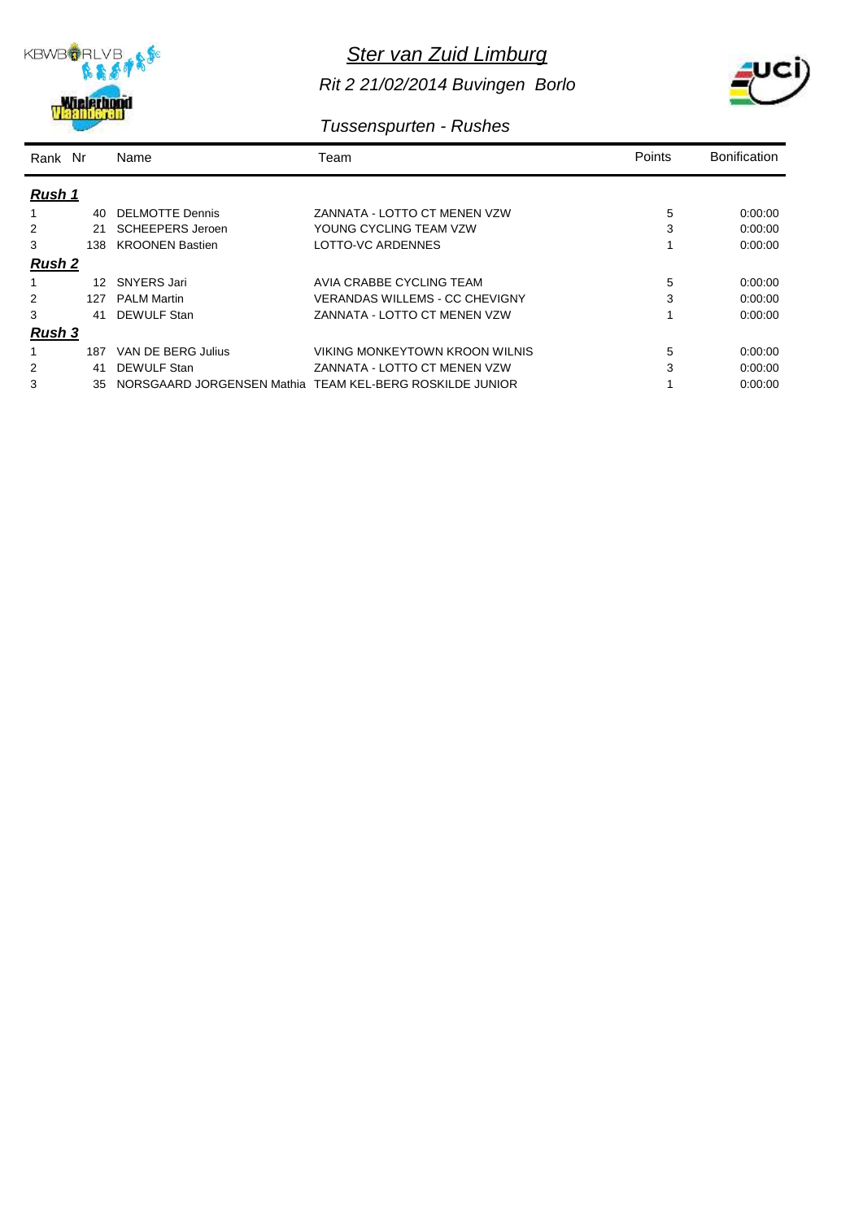# Ster van Zuid Limburg

## Rit 2 21/02/2014 Buvingen Borlo

### Tussenspurten - Rushes

| Rank | Nr | Name | Team | Points | Bonification |
|---|---|---|---|---|---|
| **Rush 1** | | | | | |
| 1 | 40 | DELMOTTE Dennis | ZANNATA - LOTTO CT MENEN VZW | 5 | 0:00:00 |
| 2 | 21 | SCHEEPERS Jeroen | YOUNG CYCLING TEAM VZW | 3 | 0:00:00 |
| 3 | 138 | KROONEN Bastien | LOTTO-VC ARDENNES | 1 | 0:00:00 |
| **Rush 2** | | | | | |
| 1 | 12 | SNYERS Jari | AVIA CRABBE CYCLING TEAM | 5 | 0:00:00 |
| 2 | 127 | PALM Martin | VERANDAS WILLEMS - CC CHEVIGNY | 3 | 0:00:00 |
| 3 | 41 | DEWULF Stan | ZANNATA - LOTTO CT MENEN VZW | 1 | 0:00:00 |
| **Rush 3** | | | | | |
| 1 | 187 | VAN DE BERG Julius | VIKING MONKEYTOWN KROON WILNIS | 5 | 0:00:00 |
| 2 | 41 | DEWULF Stan | ZANNATA - LOTTO CT MENEN VZW | 3 | 0:00:00 |
| 3 | 35 | NORSGAARD JORGENSEN Mathia | TEAM KEL-BERG ROSKILDE JUNIOR | 1 | 0:00:00 |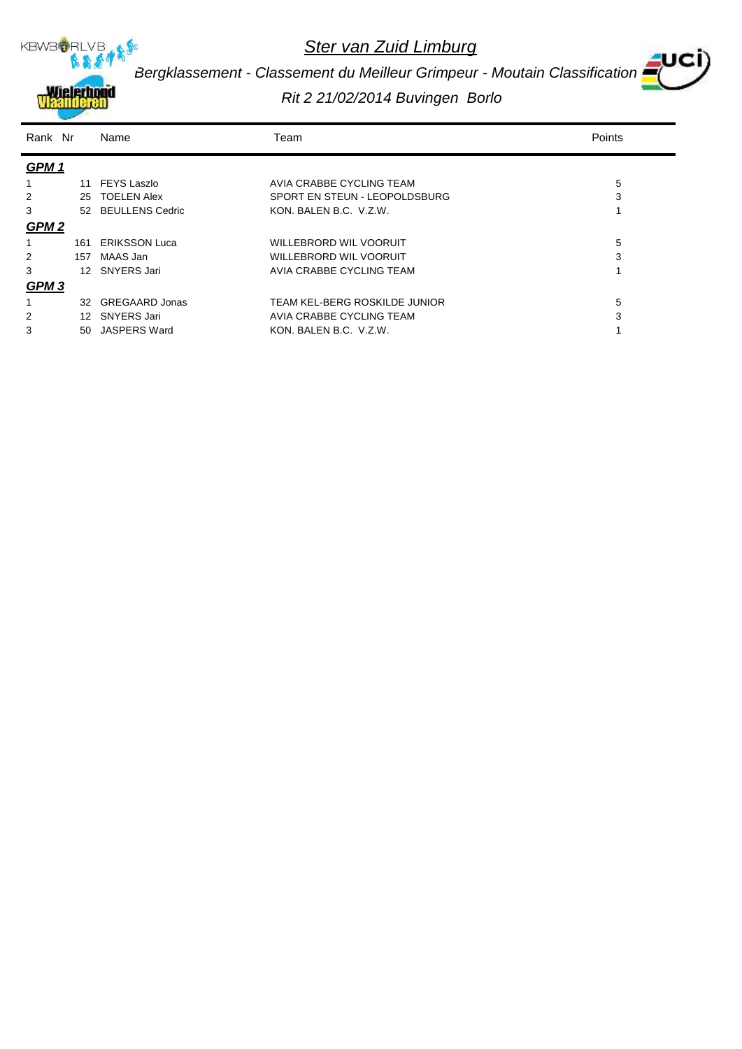# *Ster van Zuid Limburg*

## *Bergklassement - Classement du Meilleur Grimpeur - Moutain Classification*

### *Rit 2 21/02/2014 Buvingen Borlo*

| Rank | Nr | Name | Team | Points |
|---|---|---|---|---|
| ***GPM 1*** | | | | |
| 1 | 11 | FEYS Laszlo | AVIA CRABBE CYCLING TEAM | 5 |
| 2 | 25 | TOELEN Alex | SPORT EN STEUN - LEOPOLDSBURG | 3 |
| 3 | 52 | BEULLENS Cedric | KON. BALEN B.C. V.Z.W. | 1 |
| ***GPM 2*** | | | | |
| 1 | 161 | ERIKSSON Luca | WILLEBRORD WIL VOORUIT | 5 |
| 2 | 157 | MAAS Jan | WILLEBRORD WIL VOORUIT | 3 |
| 3 | 12 | SNYERS Jari | AVIA CRABBE CYCLING TEAM | 1 |
| ***GPM 3*** | | | | |
| 1 | 32 | GREGAARD Jonas | TEAM KEL-BERG ROSKILDE JUNIOR | 5 |
| 2 | 12 | SNYERS Jari | AVIA CRABBE CYCLING TEAM | 3 |
| 3 | 50 | JASPERS Ward | KON. BALEN B.C. V.Z.W. | 1 |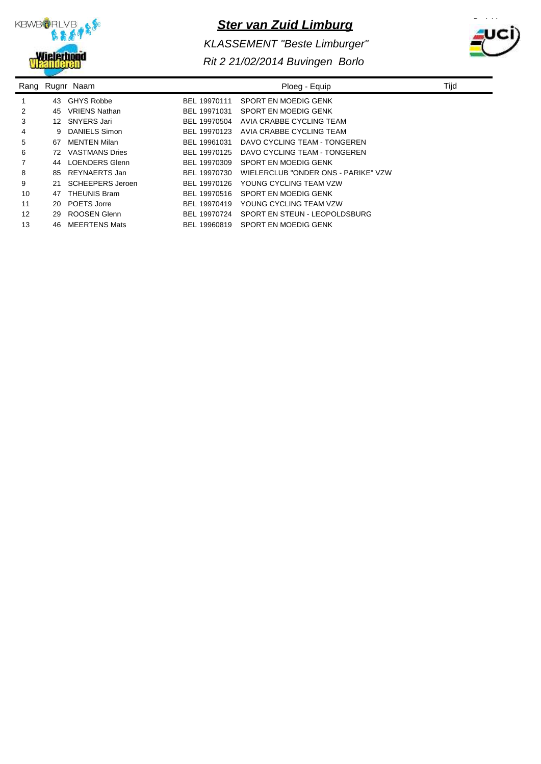# Ster van Zuid Limburg

*KLASSEMENT "Beste Limburger"*

*Rit 2 21/02/2014 Buvingen Borlo*

| Rang | Rugnr | Naam | | Ploeg - Equip | Tijd |
|---|---|---|---|---|---|
| 1 | 43 | GHYS Robbe | BEL 19970111 | SPORT EN MOEDIG GENK | |
| 2 | 45 | VRIENS Nathan | BEL 19971031 | SPORT EN MOEDIG GENK | |
| 3 | 12 | SNYERS Jari | BEL 19970504 | AVIA CRABBE CYCLING TEAM | |
| 4 | 9 | DANIELS Simon | BEL 19970123 | AVIA CRABBE CYCLING TEAM | |
| 5 | 67 | MENTEN Milan | BEL 19961031 | DAVO CYCLING TEAM - TONGEREN | |
| 6 | 72 | VASTMANS Dries | BEL 19970125 | DAVO CYCLING TEAM - TONGEREN | |
| 7 | 44 | LOENDERS Glenn | BEL 19970309 | SPORT EN MOEDIG GENK | |
| 8 | 85 | REYNAERTS Jan | BEL 19970730 | WIELERCLUB "ONDER ONS - PARIKE" VZW | |
| 9 | 21 | SCHEEPERS Jeroen | BEL 19970126 | YOUNG CYCLING TEAM VZW | |
| 10 | 47 | THEUNIS Bram | BEL 19970516 | SPORT EN MOEDIG GENK | |
| 11 | 20 | POETS Jorre | BEL 19970419 | YOUNG CYCLING TEAM VZW | |
| 12 | 29 | ROOSEN Glenn | BEL 19970724 | SPORT EN STEUN - LEOPOLDSBURG | |
| 13 | 46 | MEERTENS Mats | BEL 19960819 | SPORT EN MOEDIG GENK | |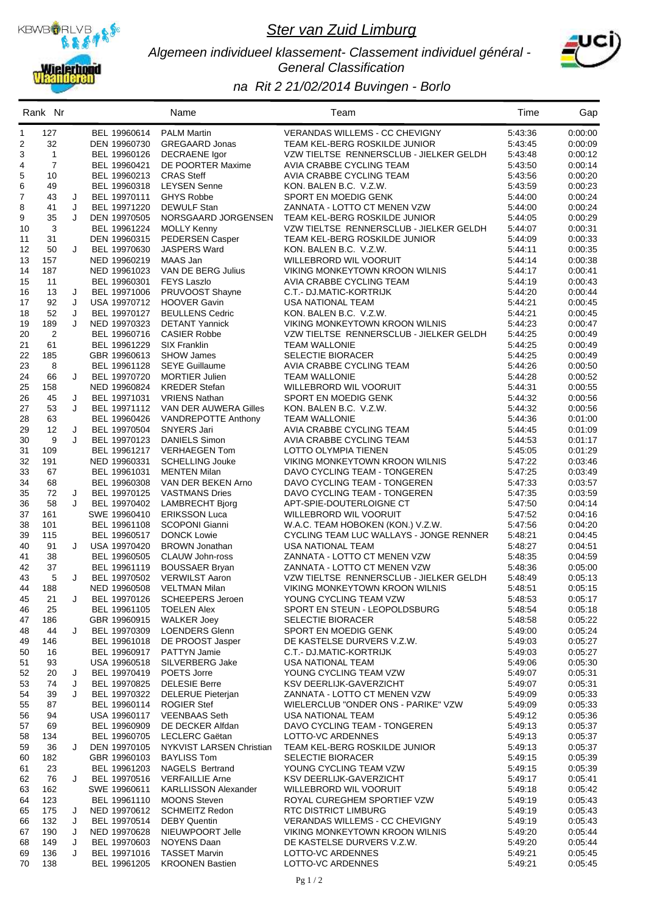# Ster van Zuid Limburg

## Algemeen individueel klassement- Classement individuel général - General Classification

## na Rit 2 21/02/2014 Buvingen - Borlo

| Rank | Nr | | | Name | Team | Time | Gap |
|---|---|---|---|---|---|---|---|
| 1 | 127 | | BEL 19960614 | PALM Martin | VERANDAS WILLEMS - CC CHEVIGNY | 5:43:36 | 0:00:00 |
| 2 | 32 | | DEN 19960730 | GREGAARD Jonas | TEAM KEL-BERG ROSKILDE JUNIOR | 5:43:45 | 0:00:09 |
| 3 | 1 | | BEL 19960126 | DECRAENE Igor | VZW TIELTSE RENNERSCLUB - JIELKER GELDH | 5:43:48 | 0:00:12 |
| 4 | 7 | | BEL 19960421 | DE POORTER Maxime | AVIA CRABBE CYCLING TEAM | 5:43:50 | 0:00:14 |
| 5 | 10 | | BEL 19960213 | CRAS Steff | AVIA CRABBE CYCLING TEAM | 5:43:56 | 0:00:20 |
| 6 | 49 | | BEL 19960318 | LEYSEN Senne | KON. BALEN B.C. V.Z.W. | 5:43:59 | 0:00:23 |
| 7 | 43 | J | BEL 19970111 | GHYS Robbe | SPORT EN MOEDIG GENK | 5:44:00 | 0:00:24 |
| 8 | 41 | J | BEL 19971220 | DEWULF Stan | ZANNATA - LOTTO CT MENEN VZW | 5:44:00 | 0:00:24 |
| 9 | 35 | J | DEN 19970505 | NORSGAARD JORGENSEN | TEAM KEL-BERG ROSKILDE JUNIOR | 5:44:05 | 0:00:29 |
| 10 | 3 | | BEL 19961224 | MOLLY Kenny | VZW TIELTSE RENNERSCLUB - JIELKER GELDH | 5:44:07 | 0:00:31 |
| 11 | 31 | | DEN 19960315 | PEDERSEN Casper | TEAM KEL-BERG ROSKILDE JUNIOR | 5:44:09 | 0:00:33 |
| 12 | 50 | J | BEL 19970630 | JASPERS Ward | KON. BALEN B.C. V.Z.W. | 5:44:11 | 0:00:35 |
| 13 | 157 | | NED 19960219 | MAAS Jan | WILLEBRORD WIL VOORUIT | 5:44:14 | 0:00:38 |
| 14 | 187 | | NED 19961023 | VAN DE BERG Julius | VIKING MONKEYTOWN KROON WILNIS | 5:44:17 | 0:00:41 |
| 15 | 11 | | BEL 19960301 | FEYS Laszlo | AVIA CRABBE CYCLING TEAM | 5:44:19 | 0:00:43 |
| 16 | 13 | J | BEL 19971006 | PRUVOOST Shayne | C.T.- DJ.MATIC-KORTRIJK | 5:44:20 | 0:00:44 |
| 17 | 92 | J | USA 19970712 | HOOVER Gavin | USA NATIONAL TEAM | 5:44:21 | 0:00:45 |
| 18 | 52 | J | BEL 19970127 | BEULLENS Cedric | KON. BALEN B.C. V.Z.W. | 5:44:21 | 0:00:45 |
| 19 | 189 | J | NED 19970323 | DETANT Yannick | VIKING MONKEYTOWN KROON WILNIS | 5:44:23 | 0:00:47 |
| 20 | 2 | | BEL 19960716 | CASIER Robbe | VZW TIELTSE RENNERSCLUB - JIELKER GELDH | 5:44:25 | 0:00:49 |
| 21 | 61 | | BEL 19961229 | SIX Franklin | TEAM WALLONIE | 5:44:25 | 0:00:49 |
| 22 | 185 | | GBR 19960613 | SHOW James | SELECTIE BIORACER | 5:44:25 | 0:00:49 |
| 23 | 8 | | BEL 19961128 | SEYE Guillaume | AVIA CRABBE CYCLING TEAM | 5:44:26 | 0:00:50 |
| 24 | 66 | J | BEL 19970720 | MORTIER Julien | TEAM WALLONIE | 5:44:28 | 0:00:52 |
| 25 | 158 | | NED 19960824 | KREDER Stefan | WILLEBRORD WIL VOORUIT | 5:44:31 | 0:00:55 |
| 26 | 45 | J | BEL 19971031 | VRIENS Nathan | SPORT EN MOEDIG GENK | 5:44:32 | 0:00:56 |
| 27 | 53 | J | BEL 19971112 | VAN DER AUWERA Gilles | KON. BALEN B.C. V.Z.W. | 5:44:32 | 0:00:56 |
| 28 | 63 | | BEL 19960426 | VANDREPOTTE Anthony | TEAM WALLONIE | 5:44:36 | 0:01:00 |
| 29 | 12 | J | BEL 19970504 | SNYERS Jari | AVIA CRABBE CYCLING TEAM | 5:44:45 | 0:01:09 |
| 30 | 9 | J | BEL 19970123 | DANIELS Simon | AVIA CRABBE CYCLING TEAM | 5:44:53 | 0:01:17 |
| 31 | 109 | | BEL 19961217 | VERHAEGEN Tom | LOTTO OLYMPIA TIENEN | 5:45:05 | 0:01:29 |
| 32 | 191 | | NED 19960331 | SCHELLING Jouke | VIKING MONKEYTOWN KROON WILNIS | 5:47:22 | 0:03:46 |
| 33 | 67 | | BEL 19961031 | MENTEN Milan | DAVO CYCLING TEAM - TONGEREN | 5:47:25 | 0:03:49 |
| 34 | 68 | | BEL 19960308 | VAN DER BEKEN Arno | DAVO CYCLING TEAM - TONGEREN | 5:47:33 | 0:03:57 |
| 35 | 72 | J | BEL 19970125 | VASTMANS Dries | DAVO CYCLING TEAM - TONGEREN | 5:47:35 | 0:03:59 |
| 36 | 58 | J | BEL 19970402 | LAMBRECHT Bjorg | APT-SPIE-DOUTERLOIGNE CT | 5:47:50 | 0:04:14 |
| 37 | 161 | | SWE 19960410 | ERIKSSON Luca | WILLEBRORD WIL VOORUIT | 5:47:52 | 0:04:16 |
| 38 | 101 | | BEL 19961108 | SCOPONI Gianni | W.A.C. TEAM HOBOKEN (KON.) V.Z.W. | 5:47:56 | 0:04:20 |
| 39 | 115 | | BEL 19960517 | DONCK Lowie | CYCLING TEAM LUC WALLAYS - JONGE RENNER | 5:48:21 | 0:04:45 |
| 40 | 91 | J | USA 19970420 | BROWN Jonathan | USA NATIONAL TEAM | 5:48:27 | 0:04:51 |
| 41 | 38 | | BEL 19960505 | CLAUW John-ross | ZANNATA - LOTTO CT MENEN VZW | 5:48:35 | 0:04:59 |
| 42 | 37 | | BEL 19961119 | BOUSSAER Bryan | ZANNATA - LOTTO CT MENEN VZW | 5:48:36 | 0:05:00 |
| 43 | 5 | J | BEL 19970502 | VERWILST Aaron | VZW TIELTSE RENNERSCLUB - JIELKER GELDH | 5:48:49 | 0:05:13 |
| 44 | 188 | | NED 19960508 | VELTMAN Milan | VIKING MONKEYTOWN KROON WILNIS | 5:48:51 | 0:05:15 |
| 45 | 21 | J | BEL 19970126 | SCHEEPERS Jeroen | YOUNG CYCLING TEAM VZW | 5:48:53 | 0:05:17 |
| 46 | 25 | | BEL 19961105 | TOELEN Alex | SPORT EN STEUN - LEOPOLDSBURG | 5:48:54 | 0:05:18 |
| 47 | 186 | | GBR 19960915 | WALKER Joey | SELECTIE BIORACER | 5:48:58 | 0:05:22 |
| 48 | 44 | J | BEL 19970309 | LOENDERS Glenn | SPORT EN MOEDIG GENK | 5:49:00 | 0:05:24 |
| 49 | 146 | | BEL 19961018 | DE PROOST Jasper | DE KASTELSE DURVERS V.Z.W. | 5:49:03 | 0:05:27 |
| 50 | 16 | | BEL 19960917 | PATTYN Jamie | C.T.- DJ.MATIC-KORTRIJK | 5:49:03 | 0:05:27 |
| 51 | 93 | | USA 19960518 | SILVERBERG Jake | USA NATIONAL TEAM | 5:49:06 | 0:05:30 |
| 52 | 20 | J | BEL 19970419 | POETS Jorre | YOUNG CYCLING TEAM VZW | 5:49:07 | 0:05:31 |
| 53 | 74 | J | BEL 19970825 | DELESIE Berre | KSV DEERLIJK-GAVERZICHT | 5:49:07 | 0:05:31 |
| 54 | 39 | J | BEL 19970322 | DELERUE Pieterjan | ZANNATA - LOTTO CT MENEN VZW | 5:49:09 | 0:05:33 |
| 55 | 87 | | BEL 19960114 | ROGIER Stef | WIELERCLUB "ONDER ONS - PARIKE" VZW | 5:49:09 | 0:05:33 |
| 56 | 94 | | USA 19960117 | VEENBAAS Seth | USA NATIONAL TEAM | 5:49:12 | 0:05:36 |
| 57 | 69 | | BEL 19960909 | DE DECKER Alfdan | DAVO CYCLING TEAM - TONGEREN | 5:49:13 | 0:05:37 |
| 58 | 134 | | BEL 19960705 | LECLERC Gaëtan | LOTTO-VC ARDENNES | 5:49:13 | 0:05:37 |
| 59 | 36 | J | DEN 19970105 | NYKVIST LARSEN Christian | TEAM KEL-BERG ROSKILDE JUNIOR | 5:49:13 | 0:05:37 |
| 60 | 182 | | GBR 19960103 | BAYLISS Tom | SELECTIE BIORACER | 5:49:15 | 0:05:39 |
| 61 | 23 | | BEL 19961203 | NAGELS Bertrand | YOUNG CYCLING TEAM VZW | 5:49:15 | 0:05:39 |
| 62 | 76 | J | BEL 19970516 | VERFAILLIE Arne | KSV DEERLIJK-GAVERZICHT | 5:49:17 | 0:05:41 |
| 63 | 162 | | SWE 19960611 | KARLLISSON Alexander | WILLEBRORD WIL VOORUIT | 5:49:18 | 0:05:42 |
| 64 | 123 | | BEL 19961110 | MOONS Steven | ROYAL CUREGHEM SPORTIEF VZW | 5:49:19 | 0:05:43 |
| 65 | 175 | J | NED 19970612 | SCHMEITZ Redon | RTC DISTRICT LIMBURG | 5:49:19 | 0:05:43 |
| 66 | 132 | J | BEL 19970514 | DEBY Quentin | VERANDAS WILLEMS - CC CHEVIGNY | 5:49:19 | 0:05:43 |
| 67 | 190 | J | NED 19970628 | NIEUWPOORT Jelle | VIKING MONKEYTOWN KROON WILNIS | 5:49:20 | 0:05:44 |
| 68 | 149 | J | BEL 19970603 | NOYENS Daan | DE KASTELSE DURVERS V.Z.W. | 5:49:20 | 0:05:44 |
| 69 | 136 | J | BEL 19971016 | TASSET Marvin | LOTTO-VC ARDENNES | 5:49:21 | 0:05:45 |
| 70 | 138 | | BEL 19961205 | KROONEN Bastien | LOTTO-VC ARDENNES | 5:49:21 | 0:05:45 |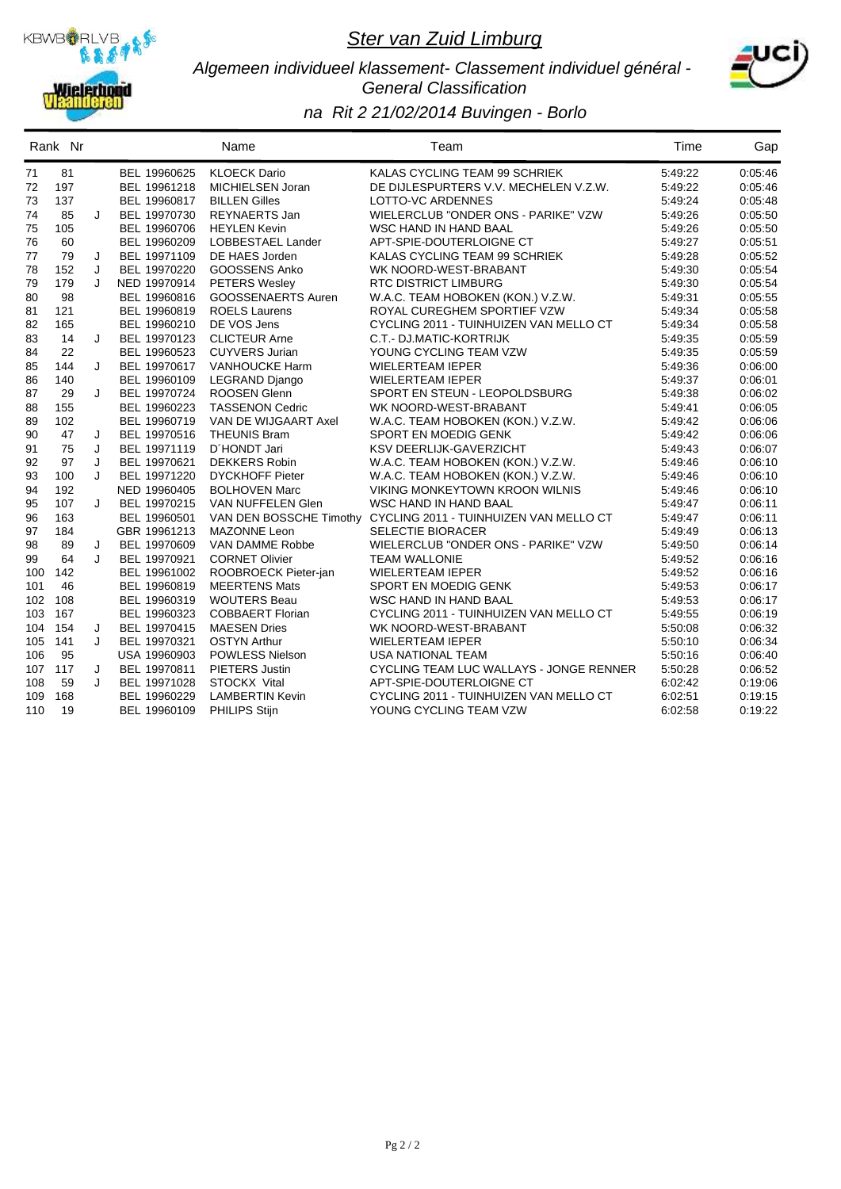# Ster van Zuid Limburg

*Algemeen individueel klassement- Classement individuel général - General Classification*

*na Rit 2 21/02/2014 Buvingen - Borlo*

| Rank | Nr | | | Name | Team | Time | Gap |
|---|---|---|---|---|---|---|---|
| 71 | 81 | | BEL 19960625 | KLOECK Dario | KALAS CYCLING TEAM 99 SCHRIEK | 5:49:22 | 0:05:46 |
| 72 | 197 | | BEL 19961218 | MICHIELSEN Joran | DE DIJLESPURTERS V.V. MECHELEN V.Z.W. | 5:49:22 | 0:05:46 |
| 73 | 137 | | BEL 19960817 | BILLEN Gilles | LOTTO-VC ARDENNES | 5:49:24 | 0:05:48 |
| 74 | 85 | J | BEL 19970730 | REYNAERTS Jan | WIELERCLUB "ONDER ONS - PARIKE" VZW | 5:49:26 | 0:05:50 |
| 75 | 105 | | BEL 19960706 | HEYLEN Kevin | WSC HAND IN HAND BAAL | 5:49:26 | 0:05:50 |
| 76 | 60 | | BEL 19960209 | LOBBESTAEL Lander | APT-SPIE-DOUTERLOIGNE CT | 5:49:27 | 0:05:51 |
| 77 | 79 | J | BEL 19971109 | DE HAES Jorden | KALAS CYCLING TEAM 99 SCHRIEK | 5:49:28 | 0:05:52 |
| 78 | 152 | J | BEL 19970220 | GOOSSENS Anko | WK NOORD-WEST-BRABANT | 5:49:30 | 0:05:54 |
| 79 | 179 | J | NED 19970914 | PETERS Wesley | RTC DISTRICT LIMBURG | 5:49:30 | 0:05:54 |
| 80 | 98 | | BEL 19960816 | GOOSSENAERTS Auren | W.A.C. TEAM HOBOKEN (KON.) V.Z.W. | 5:49:31 | 0:05:55 |
| 81 | 121 | | BEL 19960819 | ROELS Laurens | ROYAL CUREGHEM SPORTIEF VZW | 5:49:34 | 0:05:58 |
| 82 | 165 | | BEL 19960210 | DE VOS Jens | CYCLING 2011 - TUINHUIZEN VAN MELLO CT | 5:49:34 | 0:05:58 |
| 83 | 14 | J | BEL 19970123 | CLICTEUR Arne | C.T.- DJ.MATIC-KORTRIJK | 5:49:35 | 0:05:59 |
| 84 | 22 | | BEL 19960523 | CUYVERS Jurian | YOUNG CYCLING TEAM VZW | 5:49:35 | 0:05:59 |
| 85 | 144 | J | BEL 19970617 | VANHOUCKE Harm | WIELERTEAM IEPER | 5:49:36 | 0:06:00 |
| 86 | 140 | | BEL 19960109 | LEGRAND Django | WIELERTEAM IEPER | 5:49:37 | 0:06:01 |
| 87 | 29 | J | BEL 19970724 | ROOSEN Glenn | SPORT EN STEUN - LEOPOLDSBURG | 5:49:38 | 0:06:02 |
| 88 | 155 | | BEL 19960223 | TASSENON Cedric | WK NOORD-WEST-BRABANT | 5:49:41 | 0:06:05 |
| 89 | 102 | | BEL 19960719 | VAN DE WIJGAART Axel | W.A.C. TEAM HOBOKEN (KON.) V.Z.W. | 5:49:42 | 0:06:06 |
| 90 | 47 | J | BEL 19970516 | THEUNIS Bram | SPORT EN MOEDIG GENK | 5:49:42 | 0:06:06 |
| 91 | 75 | J | BEL 19971119 | D´HONDT Jari | KSV DEERLIJK-GAVERZICHT | 5:49:43 | 0:06:07 |
| 92 | 97 | J | BEL 19970621 | DEKKERS Robin | W.A.C. TEAM HOBOKEN (KON.) V.Z.W. | 5:49:46 | 0:06:10 |
| 93 | 100 | J | BEL 19971220 | DYCKHOFF Pieter | W.A.C. TEAM HOBOKEN (KON.) V.Z.W. | 5:49:46 | 0:06:10 |
| 94 | 192 | | NED 19960405 | BOLHOVEN Marc | VIKING MONKEYTOWN KROON WILNIS | 5:49:46 | 0:06:10 |
| 95 | 107 | J | BEL 19970215 | VAN NUFFELEN Glen | WSC HAND IN HAND BAAL | 5:49:47 | 0:06:11 |
| 96 | 163 | | BEL 19960501 | VAN DEN BOSSCHE Timothy | CYCLING 2011 - TUINHUIZEN VAN MELLO CT | 5:49:47 | 0:06:11 |
| 97 | 184 | | GBR 19961213 | MAZONNE Leon | SELECTIE BIORACER | 5:49:49 | 0:06:13 |
| 98 | 89 | J | BEL 19970609 | VAN DAMME Robbe | WIELERCLUB "ONDER ONS - PARIKE" VZW | 5:49:50 | 0:06:14 |
| 99 | 64 | J | BEL 19970921 | CORNET Olivier | TEAM WALLONIE | 5:49:52 | 0:06:16 |
| 100 | 142 | | BEL 19961002 | ROOBROECK Pieter-jan | WIELERTEAM IEPER | 5:49:52 | 0:06:16 |
| 101 | 46 | | BEL 19960819 | MEERTENS Mats | SPORT EN MOEDIG GENK | 5:49:53 | 0:06:17 |
| 102 | 108 | | BEL 19960319 | WOUTERS Beau | WSC HAND IN HAND BAAL | 5:49:53 | 0:06:17 |
| 103 | 167 | | BEL 19960323 | COBBAERT Florian | CYCLING 2011 - TUINHUIZEN VAN MELLO CT | 5:49:55 | 0:06:19 |
| 104 | 154 | J | BEL 19970415 | MAESEN Dries | WK NOORD-WEST-BRABANT | 5:50:08 | 0:06:32 |
| 105 | 141 | J | BEL 19970321 | OSTYN Arthur | WIELERTEAM IEPER | 5:50:10 | 0:06:34 |
| 106 | 95 | | USA 19960903 | POWLESS Nielson | USA NATIONAL TEAM | 5:50:16 | 0:06:40 |
| 107 | 117 | J | BEL 19970811 | PIETERS Justin | CYCLING TEAM LUC WALLAYS - JONGE RENNER | 5:50:28 | 0:06:52 |
| 108 | 59 | J | BEL 19971028 | STOCKX Vital | APT-SPIE-DOUTERLOIGNE CT | 6:02:42 | 0:19:06 |
| 109 | 168 | | BEL 19960229 | LAMBERTIN Kevin | CYCLING 2011 - TUINHUIZEN VAN MELLO CT | 6:02:51 | 0:19:15 |
| 110 | 19 | | BEL 19960109 | PHILIPS Stijn | YOUNG CYCLING TEAM VZW | 6:02:58 | 0:19:22 |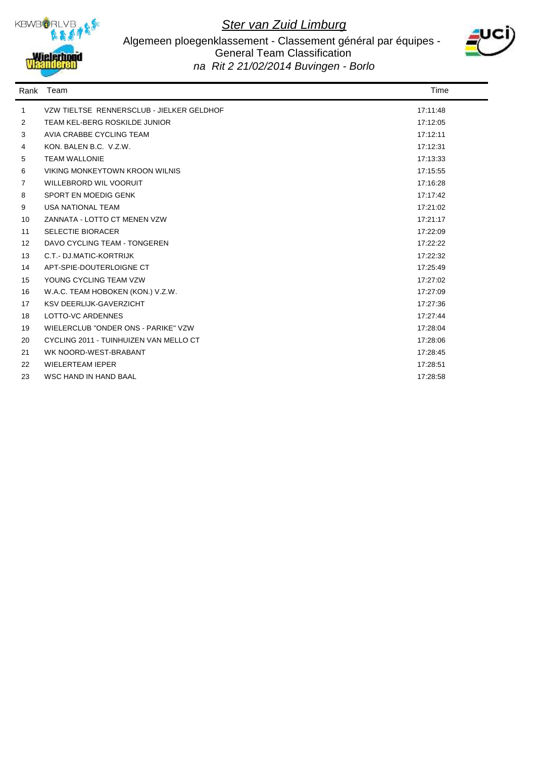# Ster van Zuid Limburg

## Algemeen ploegenklassement - Classement général par équipes - General Team Classification

*na Rit 2 21/02/2014 Buvingen - Borlo*

| Rank | Team | Time |
|---|---|---|
| 1 | VZW TIELTSE RENNERSCLUB - JIELKER GELDHOF | 17:11:48 |
| 2 | TEAM KEL-BERG ROSKILDE JUNIOR | 17:12:05 |
| 3 | AVIA CRABBE CYCLING TEAM | 17:12:11 |
| 4 | KON. BALEN B.C. V.Z.W. | 17:12:31 |
| 5 | TEAM WALLONIE | 17:13:33 |
| 6 | VIKING MONKEYTOWN KROON WILNIS | 17:15:55 |
| 7 | WILLEBRORD WIL VOORUIT | 17:16:28 |
| 8 | SPORT EN MOEDIG GENK | 17:17:42 |
| 9 | USA NATIONAL TEAM | 17:21:02 |
| 10 | ZANNATA - LOTTO CT MENEN VZW | 17:21:17 |
| 11 | SELECTIE BIORACER | 17:22:09 |
| 12 | DAVO CYCLING TEAM - TONGEREN | 17:22:22 |
| 13 | C.T.- DJ.MATIC-KORTRIJK | 17:22:32 |
| 14 | APT-SPIE-DOUTERLOIGNE CT | 17:25:49 |
| 15 | YOUNG CYCLING TEAM VZW | 17:27:02 |
| 16 | W.A.C. TEAM HOBOKEN (KON.) V.Z.W. | 17:27:09 |
| 17 | KSV DEERLIJK-GAVERZICHT | 17:27:36 |
| 18 | LOTTO-VC ARDENNES | 17:27:44 |
| 19 | WIELERCLUB "ONDER ONS - PARIKE" VZW | 17:28:04 |
| 20 | CYCLING 2011 - TUINHUIZEN VAN MELLO CT | 17:28:06 |
| 21 | WK NOORD-WEST-BRABANT | 17:28:45 |
| 22 | WIELERTEAM IEPER | 17:28:51 |
| 23 | WSC HAND IN HAND BAAL | 17:28:58 |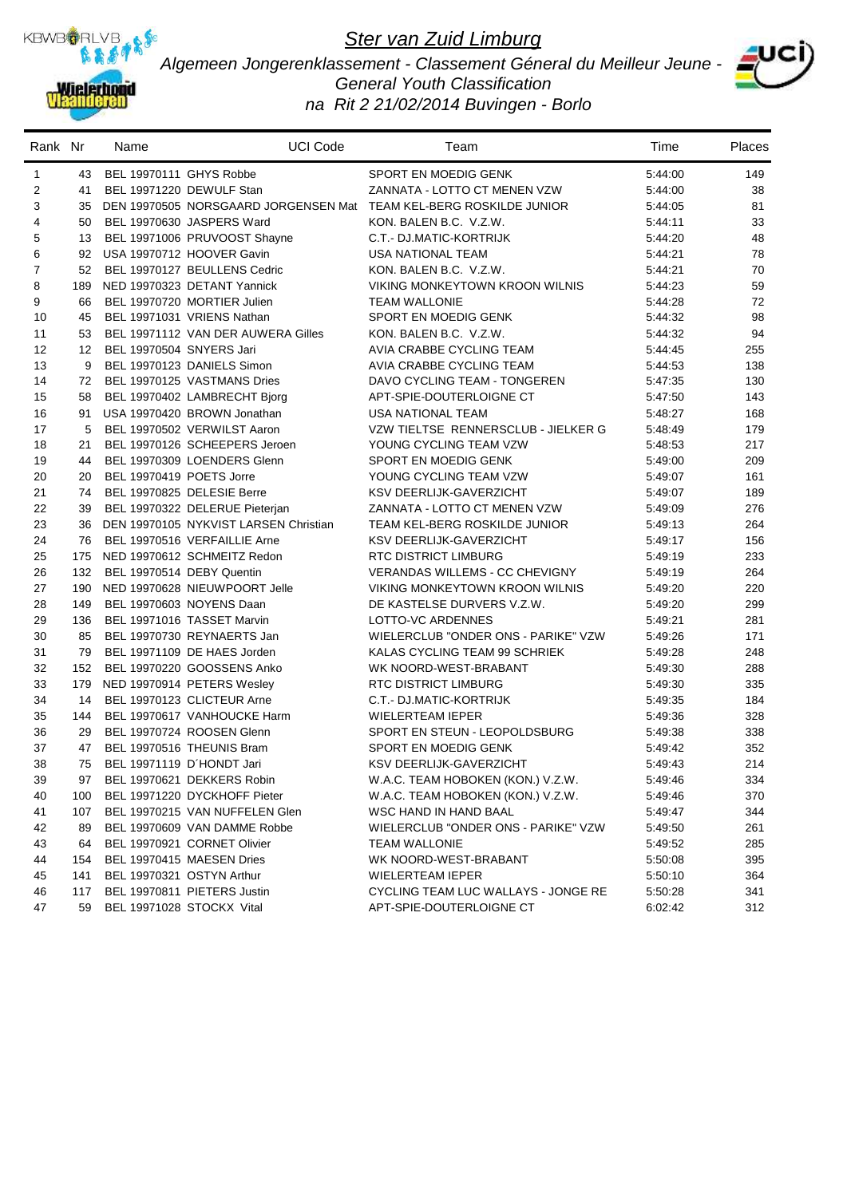# Ster van Zuid Limburg

*Algemeen Jongerenklassement - Classement Géneral du Meilleur Jeune - General Youth Classification*

*na Rit 2 21/02/2014 Buvingen - Borlo*

| Rank | Nr | Name | UCI Code | Team | Time | Places |
|---|---|---|---|---|---|---|
| 1 | 43 | BEL 19970111 GHYS Robbe | | SPORT EN MOEDIG GENK | 5:44:00 | 149 |
| 2 | 41 | BEL 19971220 DEWULF Stan | | ZANNATA - LOTTO CT MENEN VZW | 5:44:00 | 38 |
| 3 | 35 | DEN 19970505 NORSGAARD JORGENSEN Mat | | TEAM KEL-BERG ROSKILDE JUNIOR | 5:44:05 | 81 |
| 4 | 50 | BEL 19970630 JASPERS Ward | | KON. BALEN B.C. V.Z.W. | 5:44:11 | 33 |
| 5 | 13 | BEL 19971006 PRUVOOST Shayne | | C.T.- DJ.MATIC-KORTRIJK | 5:44:20 | 48 |
| 6 | 92 | USA 19970712 HOOVER Gavin | | USA NATIONAL TEAM | 5:44:21 | 78 |
| 7 | 52 | BEL 19970127 BEULLENS Cedric | | KON. BALEN B.C. V.Z.W. | 5:44:21 | 70 |
| 8 | 189 | NED 19970323 DETANT Yannick | | VIKING MONKEYTOWN KROON WILNIS | 5:44:23 | 59 |
| 9 | 66 | BEL 19970720 MORTIER Julien | | TEAM WALLONIE | 5:44:28 | 72 |
| 10 | 45 | BEL 19971031 VRIENS Nathan | | SPORT EN MOEDIG GENK | 5:44:32 | 98 |
| 11 | 53 | BEL 19971112 VAN DER AUWERA Gilles | | KON. BALEN B.C. V.Z.W. | 5:44:32 | 94 |
| 12 | 12 | BEL 19970504 SNYERS Jari | | AVIA CRABBE CYCLING TEAM | 5:44:45 | 255 |
| 13 | 9 | BEL 19970123 DANIELS Simon | | AVIA CRABBE CYCLING TEAM | 5:44:53 | 138 |
| 14 | 72 | BEL 19970125 VASTMANS Dries | | DAVO CYCLING TEAM - TONGEREN | 5:47:35 | 130 |
| 15 | 58 | BEL 19970402 LAMBRECHT Bjorg | | APT-SPIE-DOUTERLOIGNE CT | 5:47:50 | 143 |
| 16 | 91 | USA 19970420 BROWN Jonathan | | USA NATIONAL TEAM | 5:48:27 | 168 |
| 17 | 5 | BEL 19970502 VERWILST Aaron | | VZW TIELTSE RENNERSCLUB - JIELKER G | 5:48:49 | 179 |
| 18 | 21 | BEL 19970126 SCHEEPERS Jeroen | | YOUNG CYCLING TEAM VZW | 5:48:53 | 217 |
| 19 | 44 | BEL 19970309 LOENDERS Glenn | | SPORT EN MOEDIG GENK | 5:49:00 | 209 |
| 20 | 20 | BEL 19970419 POETS Jorre | | YOUNG CYCLING TEAM VZW | 5:49:07 | 161 |
| 21 | 74 | BEL 19970825 DELESIE Berre | | KSV DEERLIJK-GAVERZICHT | 5:49:07 | 189 |
| 22 | 39 | BEL 19970322 DELERUE Pieterjan | | ZANNATA - LOTTO CT MENEN VZW | 5:49:09 | 276 |
| 23 | 36 | DEN 19970105 NYKVIST LARSEN Christian | | TEAM KEL-BERG ROSKILDE JUNIOR | 5:49:13 | 264 |
| 24 | 76 | BEL 19970516 VERFAILLIE Arne | | KSV DEERLIJK-GAVERZICHT | 5:49:17 | 156 |
| 25 | 175 | NED 19970612 SCHMEITZ Redon | | RTC DISTRICT LIMBURG | 5:49:19 | 233 |
| 26 | 132 | BEL 19970514 DEBY Quentin | | VERANDAS WILLEMS - CC CHEVIGNY | 5:49:19 | 264 |
| 27 | 190 | NED 19970628 NIEUWPOORT Jelle | | VIKING MONKEYTOWN KROON WILNIS | 5:49:20 | 220 |
| 28 | 149 | BEL 19970603 NOYENS Daan | | DE KASTELSE DURVERS V.Z.W. | 5:49:20 | 299 |
| 29 | 136 | BEL 19971016 TASSET Marvin | | LOTTO-VC ARDENNES | 5:49:21 | 281 |
| 30 | 85 | BEL 19970730 REYNAERTS Jan | | WIELERCLUB "ONDER ONS - PARIKE" VZW | 5:49:26 | 171 |
| 31 | 79 | BEL 19971109 DE HAES Jorden | | KALAS CYCLING TEAM 99 SCHRIEK | 5:49:28 | 248 |
| 32 | 152 | BEL 19970220 GOOSSENS Anko | | WK NOORD-WEST-BRABANT | 5:49:30 | 288 |
| 33 | 179 | NED 19970914 PETERS Wesley | | RTC DISTRICT LIMBURG | 5:49:30 | 335 |
| 34 | 14 | BEL 19970123 CLICTEUR Arne | | C.T.- DJ.MATIC-KORTRIJK | 5:49:35 | 184 |
| 35 | 144 | BEL 19970617 VANHOUCKE Harm | | WIELERTEAM IEPER | 5:49:36 | 328 |
| 36 | 29 | BEL 19970724 ROOSEN Glenn | | SPORT EN STEUN - LEOPOLDSBURG | 5:49:38 | 338 |
| 37 | 47 | BEL 19970516 THEUNIS Bram | | SPORT EN MOEDIG GENK | 5:49:42 | 352 |
| 38 | 75 | BEL 19971119 D´HONDT Jari | | KSV DEERLIJK-GAVERZICHT | 5:49:43 | 214 |
| 39 | 97 | BEL 19970621 DEKKERS Robin | | W.A.C. TEAM HOBOKEN (KON.) V.Z.W. | 5:49:46 | 334 |
| 40 | 100 | BEL 19971220 DYCKHOFF Pieter | | W.A.C. TEAM HOBOKEN (KON.) V.Z.W. | 5:49:46 | 370 |
| 41 | 107 | BEL 19970215 VAN NUFFELEN Glen | | WSC HAND IN HAND BAAL | 5:49:47 | 344 |
| 42 | 89 | BEL 19970609 VAN DAMME Robbe | | WIELERCLUB "ONDER ONS - PARIKE" VZW | 5:49:50 | 261 |
| 43 | 64 | BEL 19970921 CORNET Olivier | | TEAM WALLONIE | 5:49:52 | 285 |
| 44 | 154 | BEL 19970415 MAESEN Dries | | WK NOORD-WEST-BRABANT | 5:50:08 | 395 |
| 45 | 141 | BEL 19970321 OSTYN Arthur | | WIELERTEAM IEPER | 5:50:10 | 364 |
| 46 | 117 | BEL 19970811 PIETERS Justin | | CYCLING TEAM LUC WALLAYS - JONGE RE | 5:50:28 | 341 |
| 47 | 59 | BEL 19971028 STOCKX Vital | | APT-SPIE-DOUTERLOIGNE CT | 6:02:42 | 312 |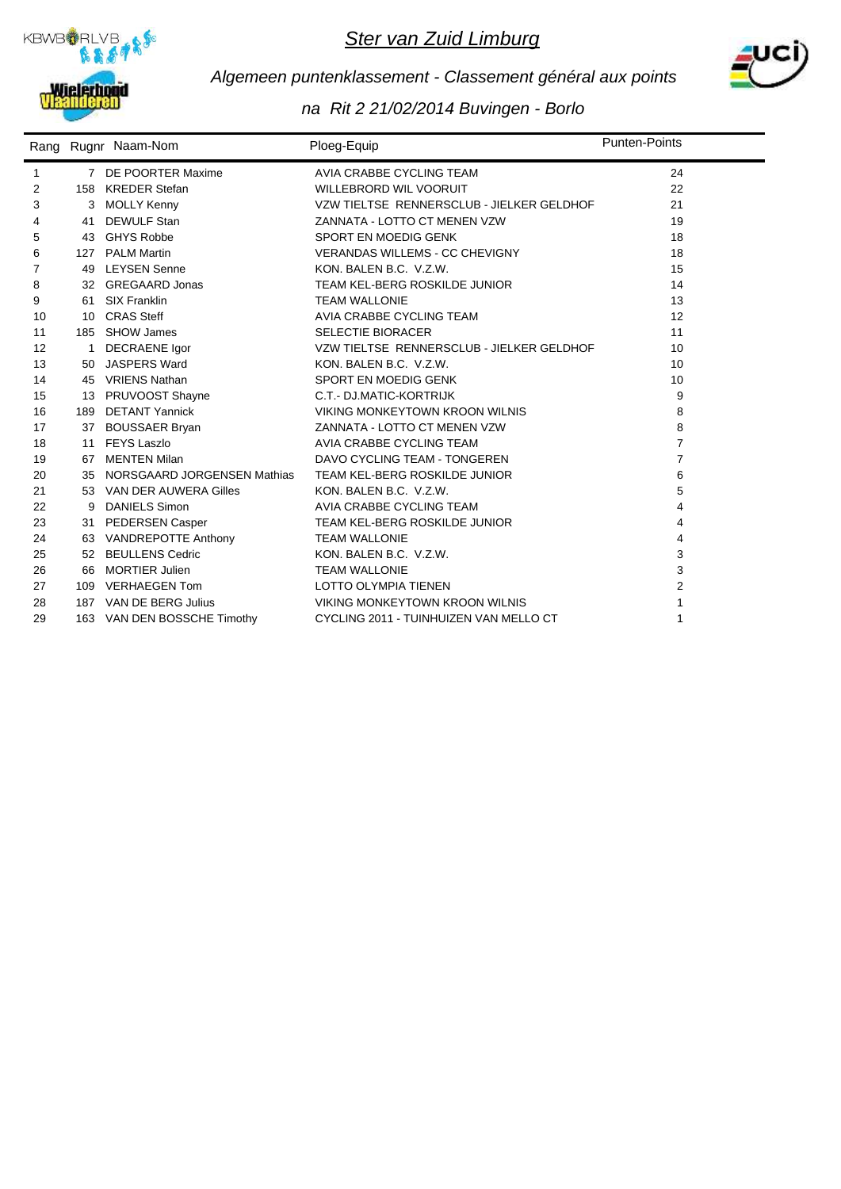# Ster van Zuid Limburg

## Algemeen puntenklassement - Classement général aux points

### na Rit 2 21/02/2014 Buvingen - Borlo

| Rang | Rugnr | Naam-Nom | Ploeg-Equip | Punten-Points |
|---|---|---|---|---|
| 1 | 7 | DE POORTER Maxime | AVIA CRABBE CYCLING TEAM | 24 |
| 2 | 158 | KREDER Stefan | WILLEBRORD WIL VOORUIT | 22 |
| 3 | 3 | MOLLY Kenny | VZW TIELTSE RENNERSCLUB - JIELKER GELDHOF | 21 |
| 4 | 41 | DEWULF Stan | ZANNATA - LOTTO CT MENEN VZW | 19 |
| 5 | 43 | GHYS Robbe | SPORT EN MOEDIG GENK | 18 |
| 6 | 127 | PALM Martin | VERANDAS WILLEMS - CC CHEVIGNY | 18 |
| 7 | 49 | LEYSEN Senne | KON. BALEN B.C. V.Z.W. | 15 |
| 8 | 32 | GREGAARD Jonas | TEAM KEL-BERG ROSKILDE JUNIOR | 14 |
| 9 | 61 | SIX Franklin | TEAM WALLONIE | 13 |
| 10 | 10 | CRAS Steff | AVIA CRABBE CYCLING TEAM | 12 |
| 11 | 185 | SHOW James | SELECTIE BIORACER | 11 |
| 12 | 1 | DECRAENE Igor | VZW TIELTSE RENNERSCLUB - JIELKER GELDHOF | 10 |
| 13 | 50 | JASPERS Ward | KON. BALEN B.C. V.Z.W. | 10 |
| 14 | 45 | VRIENS Nathan | SPORT EN MOEDIG GENK | 10 |
| 15 | 13 | PRUVOOST Shayne | C.T.- DJ.MATIC-KORTRIJK | 9 |
| 16 | 189 | DETANT Yannick | VIKING MONKEYTOWN KROON WILNIS | 8 |
| 17 | 37 | BOUSSAER Bryan | ZANNATA - LOTTO CT MENEN VZW | 8 |
| 18 | 11 | FEYS Laszlo | AVIA CRABBE CYCLING TEAM | 7 |
| 19 | 67 | MENTEN Milan | DAVO CYCLING TEAM - TONGEREN | 7 |
| 20 | 35 | NORSGAARD JORGENSEN Mathias | TEAM KEL-BERG ROSKILDE JUNIOR | 6 |
| 21 | 53 | VAN DER AUWERA Gilles | KON. BALEN B.C. V.Z.W. | 5 |
| 22 | 9 | DANIELS Simon | AVIA CRABBE CYCLING TEAM | 4 |
| 23 | 31 | PEDERSEN Casper | TEAM KEL-BERG ROSKILDE JUNIOR | 4 |
| 24 | 63 | VANDREPOTTE Anthony | TEAM WALLONIE | 4 |
| 25 | 52 | BEULLENS Cedric | KON. BALEN B.C. V.Z.W. | 3 |
| 26 | 66 | MORTIER Julien | TEAM WALLONIE | 3 |
| 27 | 109 | VERHAEGEN Tom | LOTTO OLYMPIA TIENEN | 2 |
| 28 | 187 | VAN DE BERG Julius | VIKING MONKEYTOWN KROON WILNIS | 1 |
| 29 | 163 | VAN DEN BOSSCHE Timothy | CYCLING 2011 - TUINHUIZEN VAN MELLO CT | 1 |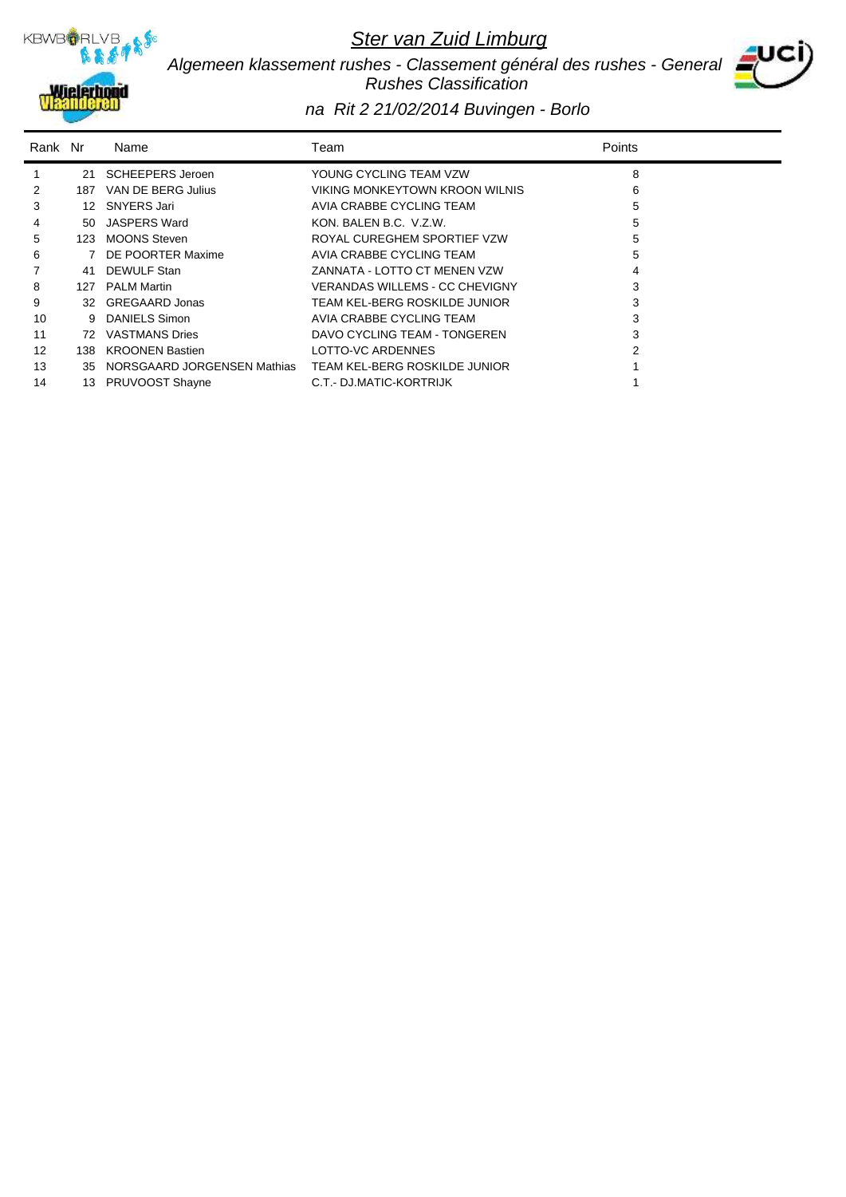# *Ster van Zuid Limburg*

*Algemeen klassement rushes - Classement général des rushes - General Rushes Classification*

*na Rit 2 21/02/2014 Buvingen - Borlo*

| Rank | Nr | Name | Team | Points |
|---|---|---|---|---|
| 1 | 21 | SCHEEPERS Jeroen | YOUNG CYCLING TEAM VZW | 8 |
| 2 | 187 | VAN DE BERG Julius | VIKING MONKEYTOWN KROON WILNIS | 6 |
| 3 | 12 | SNYERS Jari | AVIA CRABBE CYCLING TEAM | 5 |
| 4 | 50 | JASPERS Ward | KON. BALEN B.C. V.Z.W. | 5 |
| 5 | 123 | MOONS Steven | ROYAL CUREGHEM SPORTIEF VZW | 5 |
| 6 | 7 | DE POORTER Maxime | AVIA CRABBE CYCLING TEAM | 5 |
| 7 | 41 | DEWULF Stan | ZANNATA - LOTTO CT MENEN VZW | 4 |
| 8 | 127 | PALM Martin | VERANDAS WILLEMS - CC CHEVIGNY | 3 |
| 9 | 32 | GREGAARD Jonas | TEAM KEL-BERG ROSKILDE JUNIOR | 3 |
| 10 | 9 | DANIELS Simon | AVIA CRABBE CYCLING TEAM | 3 |
| 11 | 72 | VASTMANS Dries | DAVO CYCLING TEAM - TONGEREN | 3 |
| 12 | 138 | KROONEN Bastien | LOTTO-VC ARDENNES | 2 |
| 13 | 35 | NORSGAARD JORGENSEN Mathias | TEAM KEL-BERG ROSKILDE JUNIOR | 1 |
| 14 | 13 | PRUVOOST Shayne | C.T.- DJ.MATIC-KORTRIJK | 1 |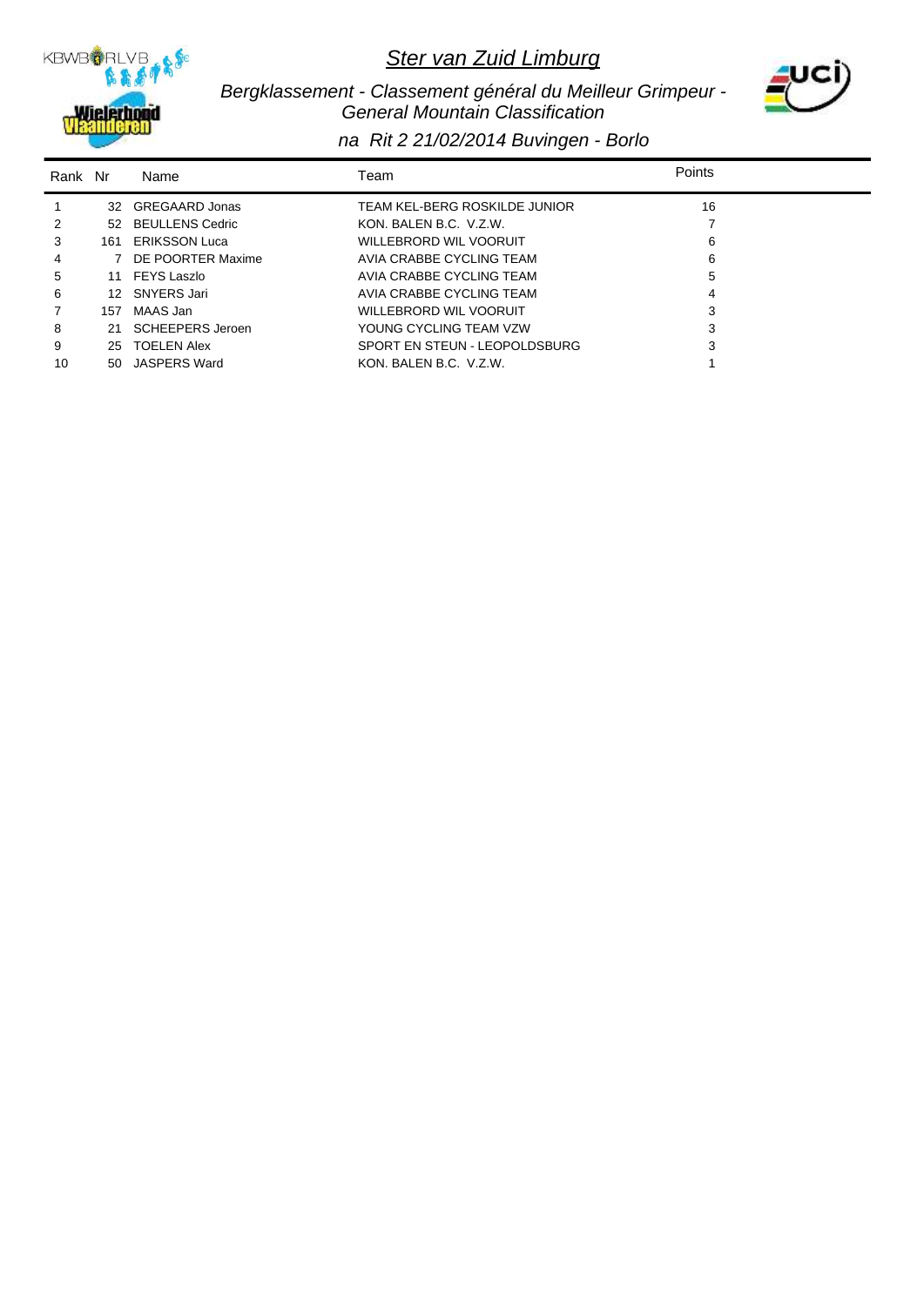# Ster van Zuid Limburg

*Bergklassement - Classement général du Meilleur Grimpeur - General Mountain Classification*

*na Rit 2 21/02/2014 Buvingen - Borlo*

| Rank | Nr | Name | Team | Points |
|---|---|---|---|---|
| 1 | 32 | GREGAARD Jonas | TEAM KEL-BERG ROSKILDE JUNIOR | 16 |
| 2 | 52 | BEULLENS Cedric | KON. BALEN B.C. V.Z.W. | 7 |
| 3 | 161 | ERIKSSON Luca | WILLEBRORD WIL VOORUIT | 6 |
| 4 | 7 | DE POORTER Maxime | AVIA CRABBE CYCLING TEAM | 6 |
| 5 | 11 | FEYS Laszlo | AVIA CRABBE CYCLING TEAM | 5 |
| 6 | 12 | SNYERS Jari | AVIA CRABBE CYCLING TEAM | 4 |
| 7 | 157 | MAAS Jan | WILLEBRORD WIL VOORUIT | 3 |
| 8 | 21 | SCHEEPERS Jeroen | YOUNG CYCLING TEAM VZW | 3 |
| 9 | 25 | TOELEN Alex | SPORT EN STEUN - LEOPOLDSBURG | 3 |
| 10 | 50 | JASPERS Ward | KON. BALEN B.C. V.Z.W. | 1 |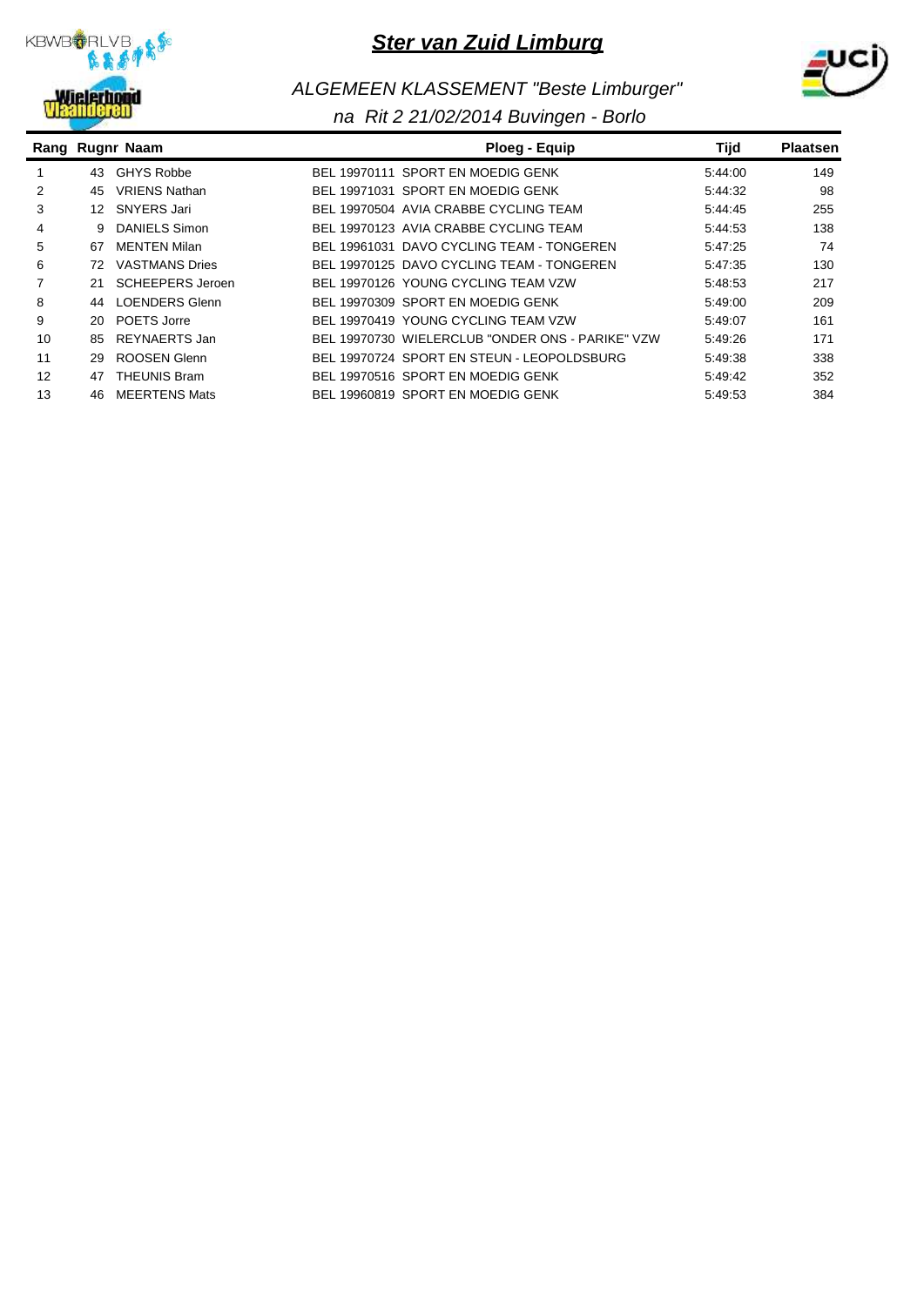# Ster van Zuid Limburg

## ALGEMEEN KLASSEMENT "Beste Limburger"

### na Rit 2 21/02/2014 Buvingen - Borlo

| Rang | Rugnr | Naam | Ploeg - Equip | Tijd | Plaatsen |
|---|---|---|---|---|---|
| 1 | 43 | GHYS Robbe | BEL 19970111 SPORT EN MOEDIG GENK | 5:44:00 | 149 |
| 2 | 45 | VRIENS Nathan | BEL 19971031 SPORT EN MOEDIG GENK | 5:44:32 | 98 |
| 3 | 12 | SNYERS Jari | BEL 19970504 AVIA CRABBE CYCLING TEAM | 5:44:45 | 255 |
| 4 | 9 | DANIELS Simon | BEL 19970123 AVIA CRABBE CYCLING TEAM | 5:44:53 | 138 |
| 5 | 67 | MENTEN Milan | BEL 19961031 DAVO CYCLING TEAM - TONGEREN | 5:47:25 | 74 |
| 6 | 72 | VASTMANS Dries | BEL 19970125 DAVO CYCLING TEAM - TONGEREN | 5:47:35 | 130 |
| 7 | 21 | SCHEEPERS Jeroen | BEL 19970126 YOUNG CYCLING TEAM VZW | 5:48:53 | 217 |
| 8 | 44 | LOENDERS Glenn | BEL 19970309 SPORT EN MOEDIG GENK | 5:49:00 | 209 |
| 9 | 20 | POETS Jorre | BEL 19970419 YOUNG CYCLING TEAM VZW | 5:49:07 | 161 |
| 10 | 85 | REYNAERTS Jan | BEL 19970730 WIELERCLUB "ONDER ONS - PARIKE" VZW | 5:49:26 | 171 |
| 11 | 29 | ROOSEN Glenn | BEL 19970724 SPORT EN STEUN - LEOPOLDSBURG | 5:49:38 | 338 |
| 12 | 47 | THEUNIS Bram | BEL 19970516 SPORT EN MOEDIG GENK | 5:49:42 | 352 |
| 13 | 46 | MEERTENS Mats | BEL 19960819 SPORT EN MOEDIG GENK | 5:49:53 | 384 |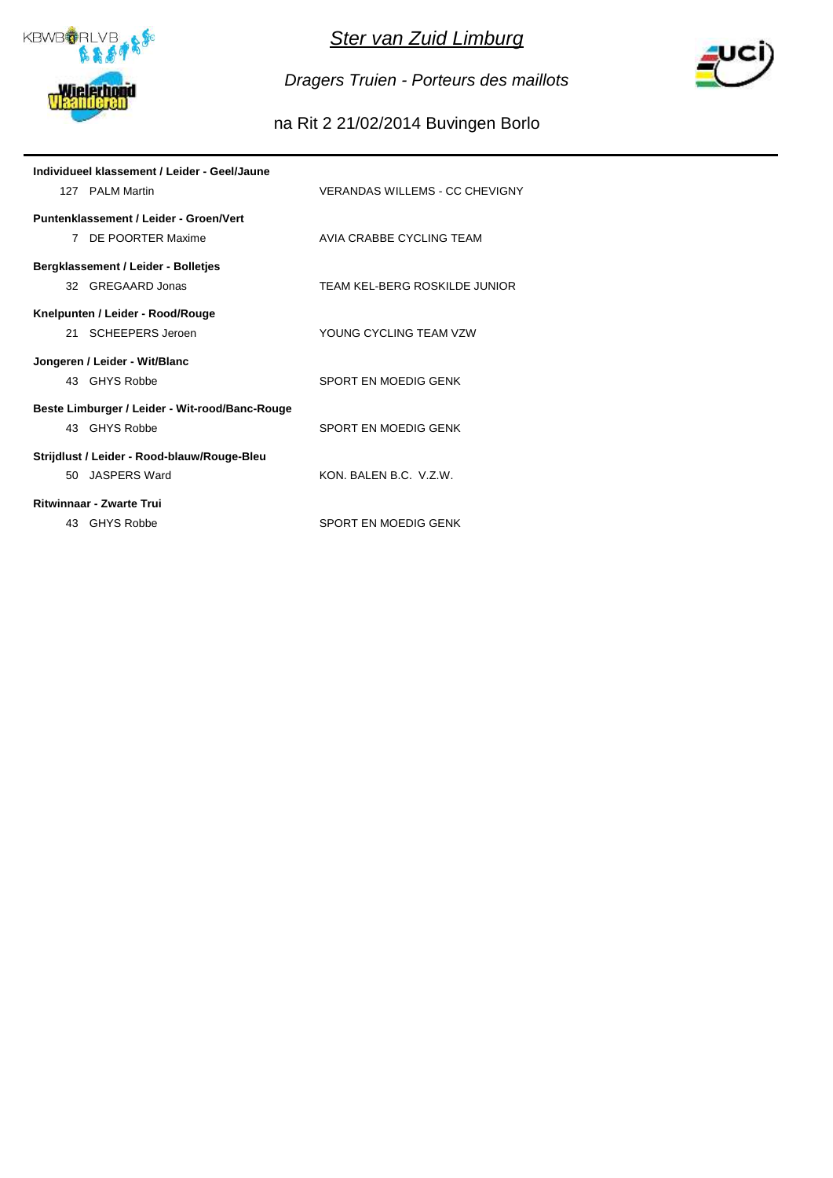# *Ster van Zuid Limburg*

## *Dragers Truien - Porteurs des maillots*

## na Rit 2 21/02/2014 Buvingen Borlo

**Individueel klassement / Leider - Geel/Jaune**

127 PALM Martin — VERANDAS WILLEMS - CC CHEVIGNY

**Puntenklassement / Leider - Groen/Vert**

7 DE POORTER Maxime — AVIA CRABBE CYCLING TEAM

**Bergklassement / Leider - Bolletjes**

32 GREGAARD Jonas — TEAM KEL-BERG ROSKILDE JUNIOR

**Knelpunten / Leider - Rood/Rouge**

21 SCHEEPERS Jeroen — YOUNG CYCLING TEAM VZW

**Jongeren / Leider - Wit/Blanc**

43 GHYS Robbe — SPORT EN MOEDIG GENK

**Beste Limburger / Leider - Wit-rood/Banc-Rouge**

43 GHYS Robbe — SPORT EN MOEDIG GENK

**Strijdlust / Leider - Rood-blauw/Rouge-Bleu**

50 JASPERS Ward — KON. BALEN B.C. V.Z.W.

**Ritwinnaar - Zwarte Trui**

43 GHYS Robbe — SPORT EN MOEDIG GENK